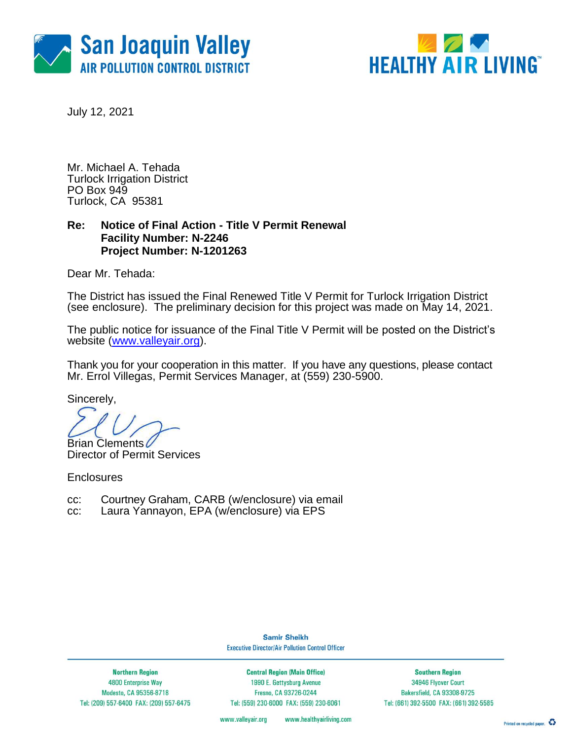San Joaquin Valley
AIR POLLUTION CONTROL DISTRICT

HEALTHY AIR LIVING™

July 12, 2021

Mr. Michael A. Tehada
Turlock Irrigation District
PO Box 949
Turlock, CA 95381

**Re: Notice of Final Action - Title V Permit Renewal**
**Facility Number: N-2246**
**Project Number: N-1201263**

Dear Mr. Tehada:

The District has issued the Final Renewed Title V Permit for Turlock Irrigation District (see enclosure). The preliminary decision for this project was made on May 14, 2021.

The public notice for issuance of the Final Title V Permit will be posted on the District's website (www.valleyair.org).

Thank you for your cooperation in this matter. If you have any questions, please contact Mr. Errol Villegas, Permit Services Manager, at (559) 230-5900.

Sincerely,

Brian Clements
Director of Permit Services

Enclosures

cc: Courtney Graham, CARB (w/enclosure) via email
cc: Laura Yannayon, EPA (w/enclosure) via EPS

**Samir Sheikh**
Executive Director/Air Pollution Control Officer

| Northern Region | Central Region (Main Office) | Southern Region |
|---|---|---|
| 4800 Enterprise Way | 1990 E. Gettysburg Avenue | 34946 Flyover Court |
| Modesto, CA 95356-8718 | Fresno, CA 93726-0244 | Bakersfield, CA 93308-9725 |
| Tel: (209) 557-6400 FAX: (209) 557-6475 | Tel: (559) 230-6000 FAX: (559) 230-6061 | Tel: (661) 392-5500 FAX: (661) 392-5585 |

www.valleyair.org www.healthyairliving.com

Printed on recycled paper.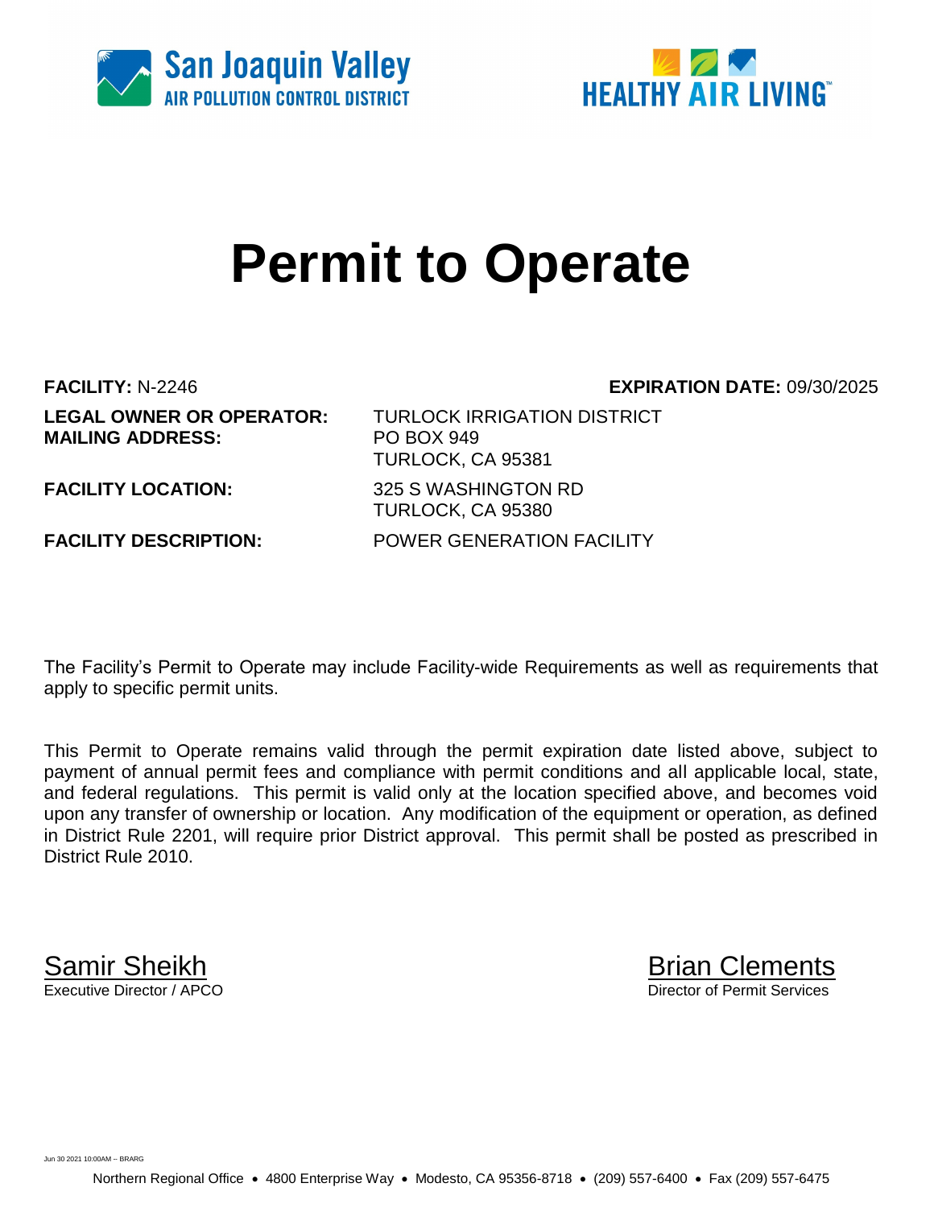San Joaquin Valley
AIR POLLUTION CONTROL DISTRICT

HEALTHY AIR LIVING

# Permit to Operate

**FACILITY:** N-2246 **EXPIRATION DATE:** 09/30/2025

**LEGAL OWNER OR OPERATOR:** TURLOCK IRRIGATION DISTRICT
**MAILING ADDRESS:** PO BOX 949
TURLOCK, CA 95381

**FACILITY LOCATION:** 325 S WASHINGTON RD
TURLOCK, CA 95380

**FACILITY DESCRIPTION:** POWER GENERATION FACILITY

The Facility's Permit to Operate may include Facility-wide Requirements as well as requirements that apply to specific permit units.

This Permit to Operate remains valid through the permit expiration date listed above, subject to payment of annual permit fees and compliance with permit conditions and all applicable local, state, and federal regulations. This permit is valid only at the location specified above, and becomes void upon any transfer of ownership or location. Any modification of the equipment or operation, as defined in District Rule 2201, will require prior District approval. This permit shall be posted as prescribed in District Rule 2010.

Samir Sheikh
Executive Director / APCO

Brian Clements
Director of Permit Services

Jun 30 2021 10:00AM -- BRARG

Northern Regional Office • 4800 Enterprise Way • Modesto, CA 95356-8718 • (209) 557-6400 • Fax (209) 557-6475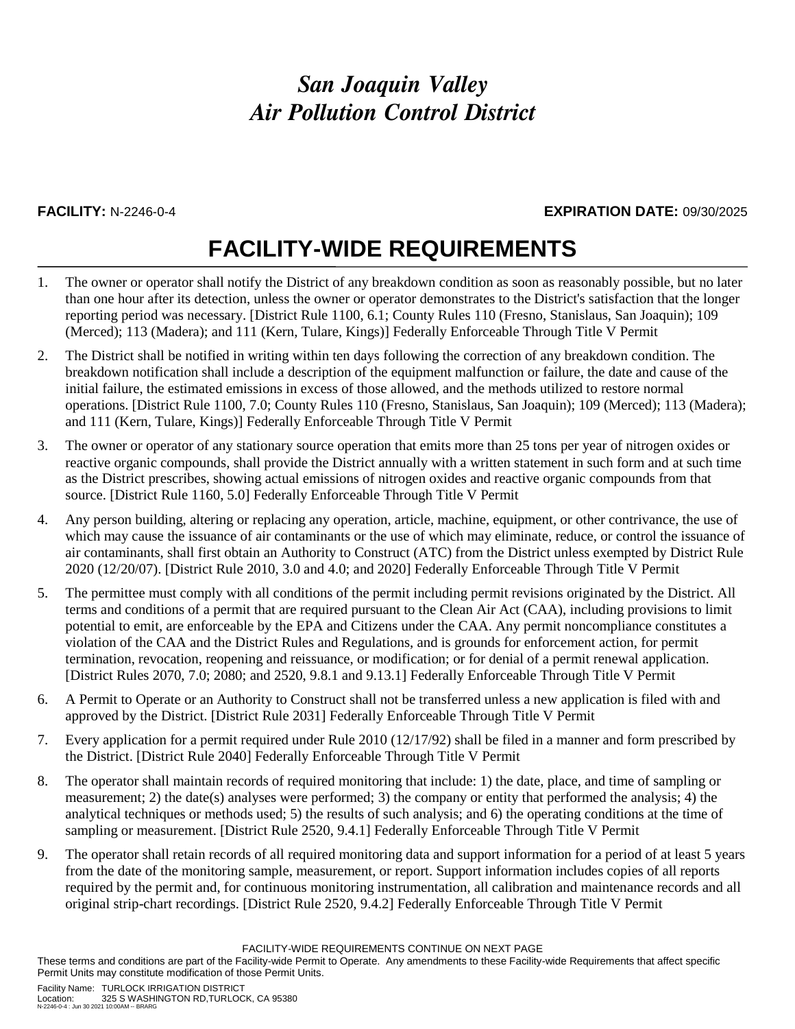# San Joaquin Valley
# Air Pollution Control District

**FACILITY:** N-2246-0-4 **EXPIRATION DATE:** 09/30/2025

## FACILITY-WIDE REQUIREMENTS

1. The owner or operator shall notify the District of any breakdown condition as soon as reasonably possible, but no later than one hour after its detection, unless the owner or operator demonstrates to the District's satisfaction that the longer reporting period was necessary. [District Rule 1100, 6.1; County Rules 110 (Fresno, Stanislaus, San Joaquin); 109 (Merced); 113 (Madera); and 111 (Kern, Tulare, Kings)] Federally Enforceable Through Title V Permit

2. The District shall be notified in writing within ten days following the correction of any breakdown condition. The breakdown notification shall include a description of the equipment malfunction or failure, the date and cause of the initial failure, the estimated emissions in excess of those allowed, and the methods utilized to restore normal operations. [District Rule 1100, 7.0; County Rules 110 (Fresno, Stanislaus, San Joaquin); 109 (Merced); 113 (Madera); and 111 (Kern, Tulare, Kings)] Federally Enforceable Through Title V Permit

3. The owner or operator of any stationary source operation that emits more than 25 tons per year of nitrogen oxides or reactive organic compounds, shall provide the District annually with a written statement in such form and at such time as the District prescribes, showing actual emissions of nitrogen oxides and reactive organic compounds from that source. [District Rule 1160, 5.0] Federally Enforceable Through Title V Permit

4. Any person building, altering or replacing any operation, article, machine, equipment, or other contrivance, the use of which may cause the issuance of air contaminants or the use of which may eliminate, reduce, or control the issuance of air contaminants, shall first obtain an Authority to Construct (ATC) from the District unless exempted by District Rule 2020 (12/20/07). [District Rule 2010, 3.0 and 4.0; and 2020] Federally Enforceable Through Title V Permit

5. The permittee must comply with all conditions of the permit including permit revisions originated by the District. All terms and conditions of a permit that are required pursuant to the Clean Air Act (CAA), including provisions to limit potential to emit, are enforceable by the EPA and Citizens under the CAA. Any permit noncompliance constitutes a violation of the CAA and the District Rules and Regulations, and is grounds for enforcement action, for permit termination, revocation, reopening and reissuance, or modification; or for denial of a permit renewal application. [District Rules 2070, 7.0; 2080; and 2520, 9.8.1 and 9.13.1] Federally Enforceable Through Title V Permit

6. A Permit to Operate or an Authority to Construct shall not be transferred unless a new application is filed with and approved by the District. [District Rule 2031] Federally Enforceable Through Title V Permit

7. Every application for a permit required under Rule 2010 (12/17/92) shall be filed in a manner and form prescribed by the District. [District Rule 2040] Federally Enforceable Through Title V Permit

8. The operator shall maintain records of required monitoring that include: 1) the date, place, and time of sampling or measurement; 2) the date(s) analyses were performed; 3) the company or entity that performed the analysis; 4) the analytical techniques or methods used; 5) the results of such analysis; and 6) the operating conditions at the time of sampling or measurement. [District Rule 2520, 9.4.1] Federally Enforceable Through Title V Permit

9. The operator shall retain records of all required monitoring data and support information for a period of at least 5 years from the date of the monitoring sample, measurement, or report. Support information includes copies of all reports required by the permit and, for continuous monitoring instrumentation, all calibration and maintenance records and all original strip-chart recordings. [District Rule 2520, 9.4.2] Federally Enforceable Through Title V Permit

FACILITY-WIDE REQUIREMENTS CONTINUE ON NEXT PAGE

These terms and conditions are part of the Facility-wide Permit to Operate. Any amendments to these Facility-wide Requirements that affect specific Permit Units may constitute modification of those Permit Units.

Facility Name: TURLOCK IRRIGATION DISTRICT
Location: 325 S WASHINGTON RD,TURLOCK, CA 95380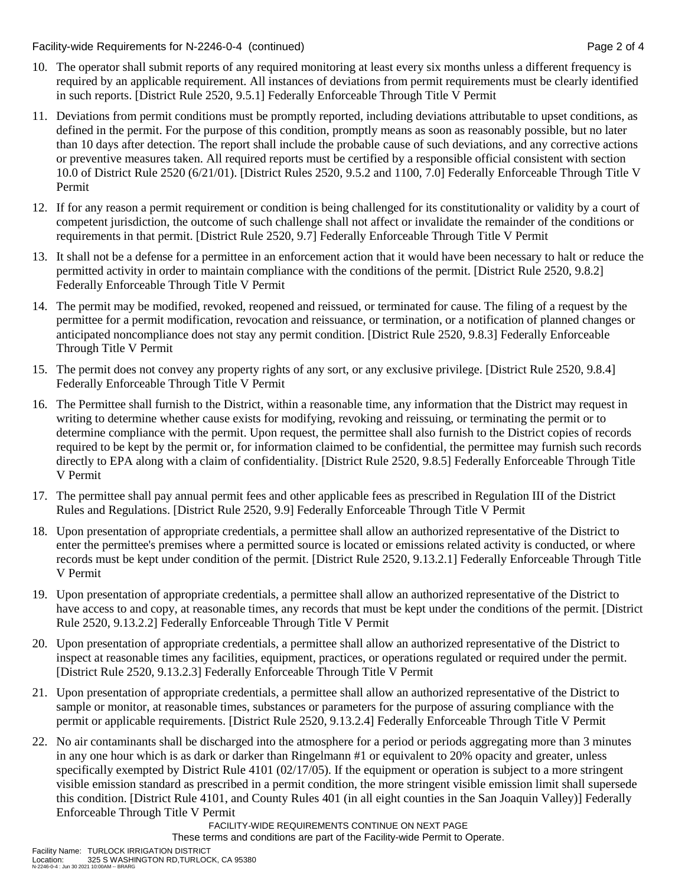10. The operator shall submit reports of any required monitoring at least every six months unless a different frequency is required by an applicable requirement. All instances of deviations from permit requirements must be clearly identified in such reports. [District Rule 2520, 9.5.1] Federally Enforceable Through Title V Permit

11. Deviations from permit conditions must be promptly reported, including deviations attributable to upset conditions, as defined in the permit. For the purpose of this condition, promptly means as soon as reasonably possible, but no later than 10 days after detection. The report shall include the probable cause of such deviations, and any corrective actions or preventive measures taken. All required reports must be certified by a responsible official consistent with section 10.0 of District Rule 2520 (6/21/01). [District Rules 2520, 9.5.2 and 1100, 7.0] Federally Enforceable Through Title V Permit

12. If for any reason a permit requirement or condition is being challenged for its constitutionality or validity by a court of competent jurisdiction, the outcome of such challenge shall not affect or invalidate the remainder of the conditions or requirements in that permit. [District Rule 2520, 9.7] Federally Enforceable Through Title V Permit

13. It shall not be a defense for a permittee in an enforcement action that it would have been necessary to halt or reduce the permitted activity in order to maintain compliance with the conditions of the permit. [District Rule 2520, 9.8.2] Federally Enforceable Through Title V Permit

14. The permit may be modified, revoked, reopened and reissued, or terminated for cause. The filing of a request by the permittee for a permit modification, revocation and reissuance, or termination, or a notification of planned changes or anticipated noncompliance does not stay any permit condition. [District Rule 2520, 9.8.3] Federally Enforceable Through Title V Permit

15. The permit does not convey any property rights of any sort, or any exclusive privilege. [District Rule 2520, 9.8.4] Federally Enforceable Through Title V Permit

16. The Permittee shall furnish to the District, within a reasonable time, any information that the District may request in writing to determine whether cause exists for modifying, revoking and reissuing, or terminating the permit or to determine compliance with the permit. Upon request, the permittee shall also furnish to the District copies of records required to be kept by the permit or, for information claimed to be confidential, the permittee may furnish such records directly to EPA along with a claim of confidentiality. [District Rule 2520, 9.8.5] Federally Enforceable Through Title V Permit

17. The permittee shall pay annual permit fees and other applicable fees as prescribed in Regulation III of the District Rules and Regulations. [District Rule 2520, 9.9] Federally Enforceable Through Title V Permit

18. Upon presentation of appropriate credentials, a permittee shall allow an authorized representative of the District to enter the permittee's premises where a permitted source is located or emissions related activity is conducted, or where records must be kept under condition of the permit. [District Rule 2520, 9.13.2.1] Federally Enforceable Through Title V Permit

19. Upon presentation of appropriate credentials, a permittee shall allow an authorized representative of the District to have access to and copy, at reasonable times, any records that must be kept under the conditions of the permit. [District Rule 2520, 9.13.2.2] Federally Enforceable Through Title V Permit

20. Upon presentation of appropriate credentials, a permittee shall allow an authorized representative of the District to inspect at reasonable times any facilities, equipment, practices, or operations regulated or required under the permit. [District Rule 2520, 9.13.2.3] Federally Enforceable Through Title V Permit

21. Upon presentation of appropriate credentials, a permittee shall allow an authorized representative of the District to sample or monitor, at reasonable times, substances or parameters for the purpose of assuring compliance with the permit or applicable requirements. [District Rule 2520, 9.13.2.4] Federally Enforceable Through Title V Permit

22. No air contaminants shall be discharged into the atmosphere for a period or periods aggregating more than 3 minutes in any one hour which is as dark or darker than Ringelmann #1 or equivalent to 20% opacity and greater, unless specifically exempted by District Rule 4101 (02/17/05). If the equipment or operation is subject to a more stringent visible emission standard as prescribed in a permit condition, the more stringent visible emission limit shall supersede this condition. [District Rule 4101, and County Rules 401 (in all eight counties in the San Joaquin Valley)] Federally Enforceable Through Title V Permit

FACILITY-WIDE REQUIREMENTS CONTINUE ON NEXT PAGE

These terms and conditions are part of the Facility-wide Permit to Operate.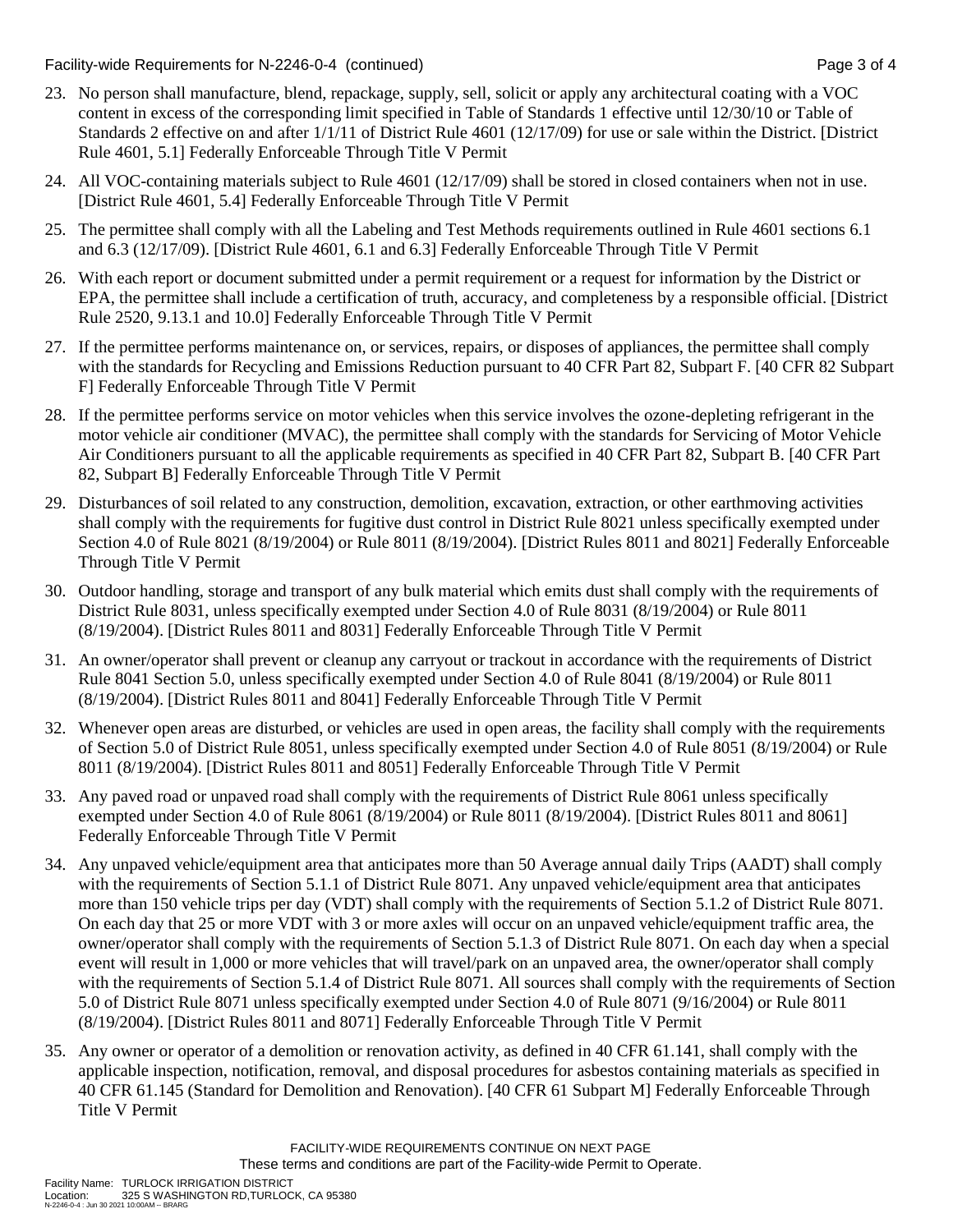23. No person shall manufacture, blend, repackage, supply, sell, solicit or apply any architectural coating with a VOC content in excess of the corresponding limit specified in Table of Standards 1 effective until 12/30/10 or Table of Standards 2 effective on and after 1/1/11 of District Rule 4601 (12/17/09) for use or sale within the District. [District Rule 4601, 5.1] Federally Enforceable Through Title V Permit

24. All VOC-containing materials subject to Rule 4601 (12/17/09) shall be stored in closed containers when not in use. [District Rule 4601, 5.4] Federally Enforceable Through Title V Permit

25. The permittee shall comply with all the Labeling and Test Methods requirements outlined in Rule 4601 sections 6.1 and 6.3 (12/17/09). [District Rule 4601, 6.1 and 6.3] Federally Enforceable Through Title V Permit

26. With each report or document submitted under a permit requirement or a request for information by the District or EPA, the permittee shall include a certification of truth, accuracy, and completeness by a responsible official. [District Rule 2520, 9.13.1 and 10.0] Federally Enforceable Through Title V Permit

27. If the permittee performs maintenance on, or services, repairs, or disposes of appliances, the permittee shall comply with the standards for Recycling and Emissions Reduction pursuant to 40 CFR Part 82, Subpart F. [40 CFR 82 Subpart F] Federally Enforceable Through Title V Permit

28. If the permittee performs service on motor vehicles when this service involves the ozone-depleting refrigerant in the motor vehicle air conditioner (MVAC), the permittee shall comply with the standards for Servicing of Motor Vehicle Air Conditioners pursuant to all the applicable requirements as specified in 40 CFR Part 82, Subpart B. [40 CFR Part 82, Subpart B] Federally Enforceable Through Title V Permit

29. Disturbances of soil related to any construction, demolition, excavation, extraction, or other earthmoving activities shall comply with the requirements for fugitive dust control in District Rule 8021 unless specifically exempted under Section 4.0 of Rule 8021 (8/19/2004) or Rule 8011 (8/19/2004). [District Rules 8011 and 8021] Federally Enforceable Through Title V Permit

30. Outdoor handling, storage and transport of any bulk material which emits dust shall comply with the requirements of District Rule 8031, unless specifically exempted under Section 4.0 of Rule 8031 (8/19/2004) or Rule 8011 (8/19/2004). [District Rules 8011 and 8031] Federally Enforceable Through Title V Permit

31. An owner/operator shall prevent or cleanup any carryout or trackout in accordance with the requirements of District Rule 8041 Section 5.0, unless specifically exempted under Section 4.0 of Rule 8041 (8/19/2004) or Rule 8011 (8/19/2004). [District Rules 8011 and 8041] Federally Enforceable Through Title V Permit

32. Whenever open areas are disturbed, or vehicles are used in open areas, the facility shall comply with the requirements of Section 5.0 of District Rule 8051, unless specifically exempted under Section 4.0 of Rule 8051 (8/19/2004) or Rule 8011 (8/19/2004). [District Rules 8011 and 8051] Federally Enforceable Through Title V Permit

33. Any paved road or unpaved road shall comply with the requirements of District Rule 8061 unless specifically exempted under Section 4.0 of Rule 8061 (8/19/2004) or Rule 8011 (8/19/2004). [District Rules 8011 and 8061] Federally Enforceable Through Title V Permit

34. Any unpaved vehicle/equipment area that anticipates more than 50 Average annual daily Trips (AADT) shall comply with the requirements of Section 5.1.1 of District Rule 8071. Any unpaved vehicle/equipment area that anticipates more than 150 vehicle trips per day (VDT) shall comply with the requirements of Section 5.1.2 of District Rule 8071. On each day that 25 or more VDT with 3 or more axles will occur on an unpaved vehicle/equipment traffic area, the owner/operator shall comply with the requirements of Section 5.1.3 of District Rule 8071. On each day when a special event will result in 1,000 or more vehicles that will travel/park on an unpaved area, the owner/operator shall comply with the requirements of Section 5.1.4 of District Rule 8071. All sources shall comply with the requirements of Section 5.0 of District Rule 8071 unless specifically exempted under Section 4.0 of Rule 8071 (9/16/2004) or Rule 8011 (8/19/2004). [District Rules 8011 and 8071] Federally Enforceable Through Title V Permit

35. Any owner or operator of a demolition or renovation activity, as defined in 40 CFR 61.141, shall comply with the applicable inspection, notification, removal, and disposal procedures for asbestos containing materials as specified in 40 CFR 61.145 (Standard for Demolition and Renovation). [40 CFR 61 Subpart M] Federally Enforceable Through Title V Permit

FACILITY-WIDE REQUIREMENTS CONTINUE ON NEXT PAGE

These terms and conditions are part of the Facility-wide Permit to Operate.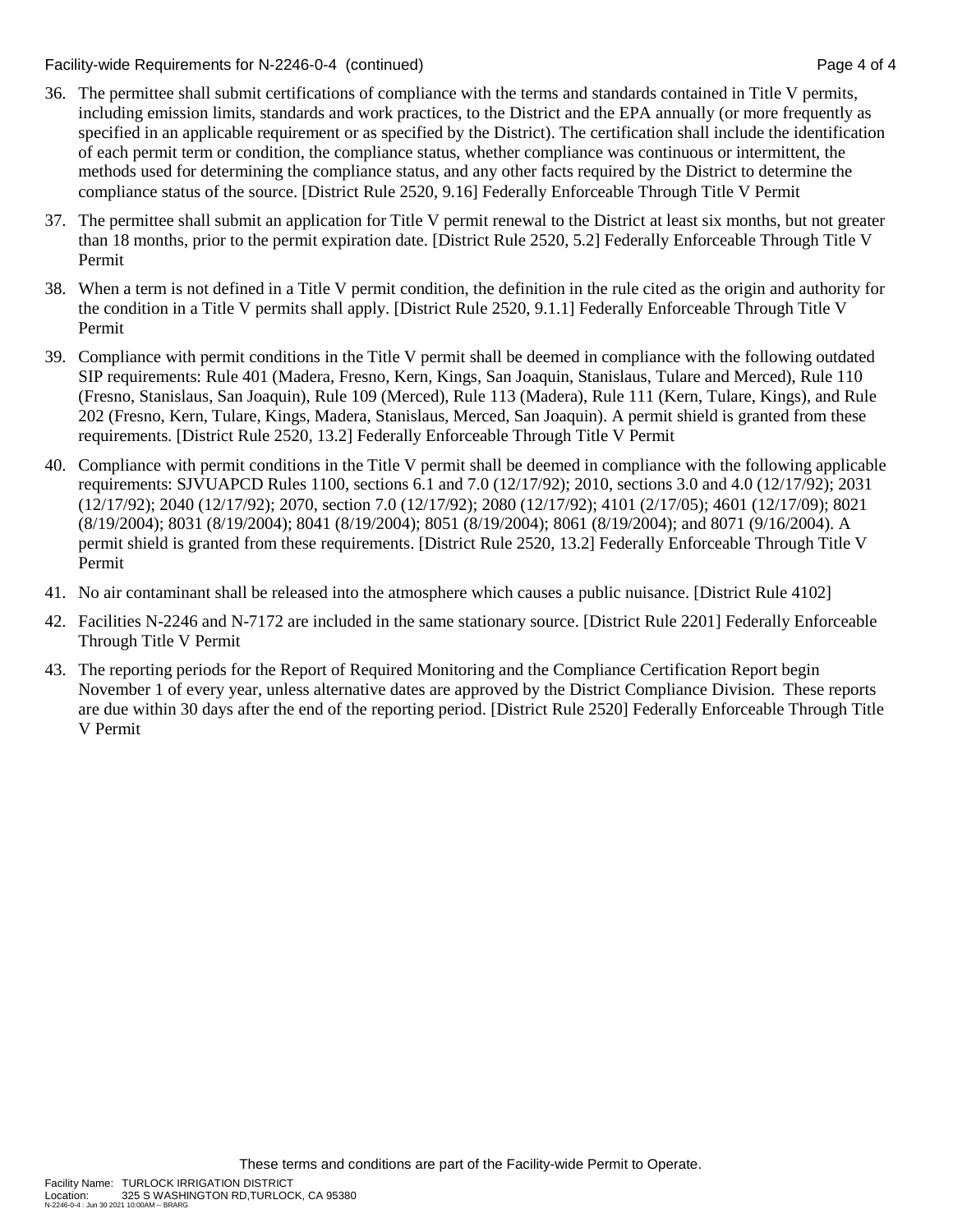36. The permittee shall submit certifications of compliance with the terms and standards contained in Title V permits, including emission limits, standards and work practices, to the District and the EPA annually (or more frequently as specified in an applicable requirement or as specified by the District). The certification shall include the identification of each permit term or condition, the compliance status, whether compliance was continuous or intermittent, the methods used for determining the compliance status, and any other facts required by the District to determine the compliance status of the source. [District Rule 2520, 9.16] Federally Enforceable Through Title V Permit

37. The permittee shall submit an application for Title V permit renewal to the District at least six months, but not greater than 18 months, prior to the permit expiration date. [District Rule 2520, 5.2] Federally Enforceable Through Title V Permit

38. When a term is not defined in a Title V permit condition, the definition in the rule cited as the origin and authority for the condition in a Title V permits shall apply. [District Rule 2520, 9.1.1] Federally Enforceable Through Title V Permit

39. Compliance with permit conditions in the Title V permit shall be deemed in compliance with the following outdated SIP requirements: Rule 401 (Madera, Fresno, Kern, Kings, San Joaquin, Stanislaus, Tulare and Merced), Rule 110 (Fresno, Stanislaus, San Joaquin), Rule 109 (Merced), Rule 113 (Madera), Rule 111 (Kern, Tulare, Kings), and Rule 202 (Fresno, Kern, Tulare, Kings, Madera, Stanislaus, Merced, San Joaquin). A permit shield is granted from these requirements. [District Rule 2520, 13.2] Federally Enforceable Through Title V Permit

40. Compliance with permit conditions in the Title V permit shall be deemed in compliance with the following applicable requirements: SJVUAPCD Rules 1100, sections 6.1 and 7.0 (12/17/92); 2010, sections 3.0 and 4.0 (12/17/92); 2031 (12/17/92); 2040 (12/17/92); 2070, section 7.0 (12/17/92); 2080 (12/17/92); 4101 (2/17/05); 4601 (12/17/09); 8021 (8/19/2004); 8031 (8/19/2004); 8041 (8/19/2004); 8051 (8/19/2004); 8061 (8/19/2004); and 8071 (9/16/2004). A permit shield is granted from these requirements. [District Rule 2520, 13.2] Federally Enforceable Through Title V Permit

41. No air contaminant shall be released into the atmosphere which causes a public nuisance. [District Rule 4102]

42. Facilities N-2246 and N-7172 are included in the same stationary source. [District Rule 2201] Federally Enforceable Through Title V Permit

43. The reporting periods for the Report of Required Monitoring and the Compliance Certification Report begin November 1 of every year, unless alternative dates are approved by the District Compliance Division. These reports are due within 30 days after the end of the reporting period. [District Rule 2520] Federally Enforceable Through Title V Permit

These terms and conditions are part of the Facility-wide Permit to Operate.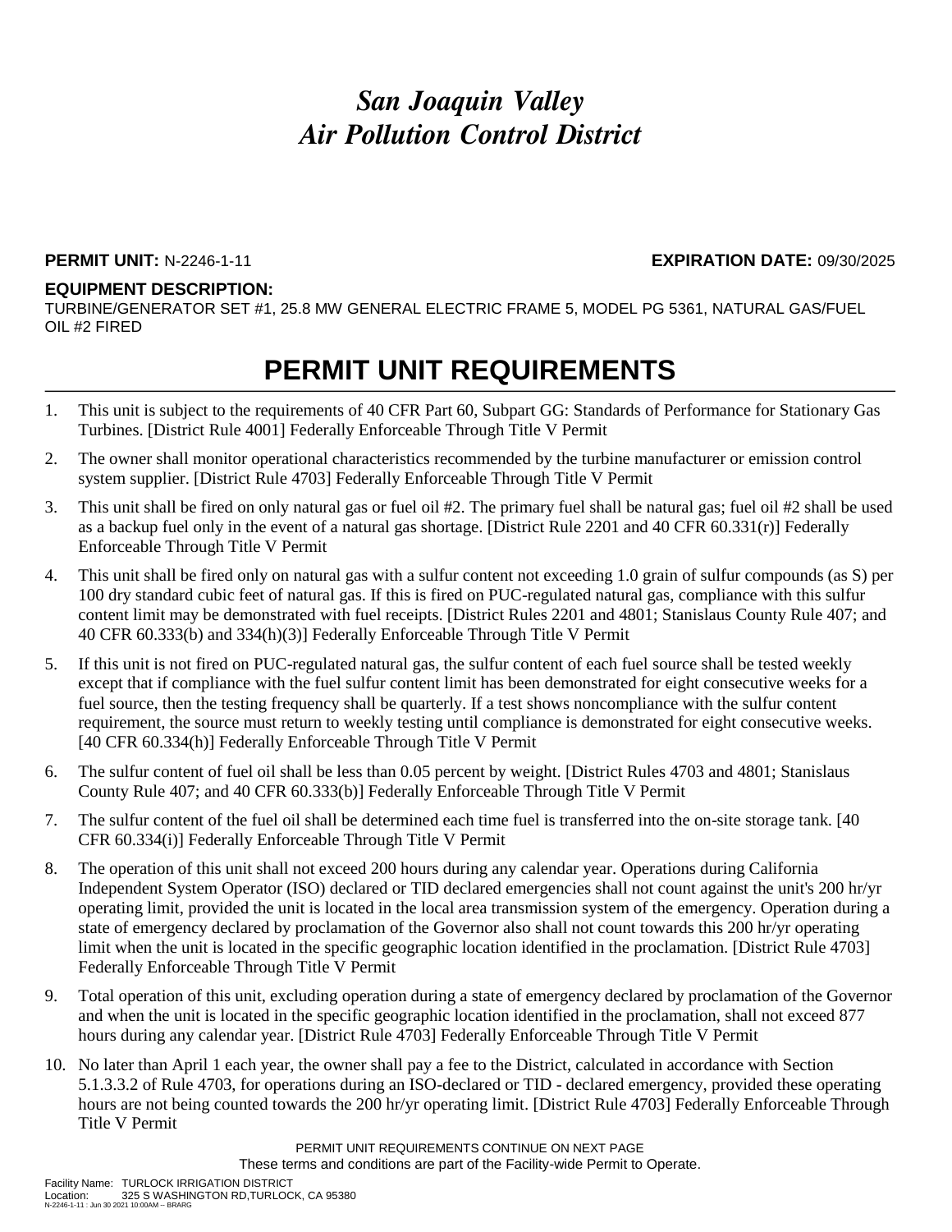# *San Joaquin Valley Air Pollution Control District*

**PERMIT UNIT:** N-2246-1-11 **EXPIRATION DATE:** 09/30/2025

**EQUIPMENT DESCRIPTION:**
TURBINE/GENERATOR SET #1, 25.8 MW GENERAL ELECTRIC FRAME 5, MODEL PG 5361, NATURAL GAS/FUEL OIL #2 FIRED

## PERMIT UNIT REQUIREMENTS

1. This unit is subject to the requirements of 40 CFR Part 60, Subpart GG: Standards of Performance for Stationary Gas Turbines. [District Rule 4001] Federally Enforceable Through Title V Permit
2. The owner shall monitor operational characteristics recommended by the turbine manufacturer or emission control system supplier. [District Rule 4703] Federally Enforceable Through Title V Permit
3. This unit shall be fired on only natural gas or fuel oil #2. The primary fuel shall be natural gas; fuel oil #2 shall be used as a backup fuel only in the event of a natural gas shortage. [District Rule 2201 and 40 CFR 60.331(r)] Federally Enforceable Through Title V Permit
4. This unit shall be fired only on natural gas with a sulfur content not exceeding 1.0 grain of sulfur compounds (as S) per 100 dry standard cubic feet of natural gas. If this is fired on PUC-regulated natural gas, compliance with this sulfur content limit may be demonstrated with fuel receipts. [District Rules 2201 and 4801; Stanislaus County Rule 407; and 40 CFR 60.333(b) and 334(h)(3)] Federally Enforceable Through Title V Permit
5. If this unit is not fired on PUC-regulated natural gas, the sulfur content of each fuel source shall be tested weekly except that if compliance with the fuel sulfur content limit has been demonstrated for eight consecutive weeks for a fuel source, then the testing frequency shall be quarterly. If a test shows noncompliance with the sulfur content requirement, the source must return to weekly testing until compliance is demonstrated for eight consecutive weeks. [40 CFR 60.334(h)] Federally Enforceable Through Title V Permit
6. The sulfur content of fuel oil shall be less than 0.05 percent by weight. [District Rules 4703 and 4801; Stanislaus County Rule 407; and 40 CFR 60.333(b)] Federally Enforceable Through Title V Permit
7. The sulfur content of the fuel oil shall be determined each time fuel is transferred into the on-site storage tank. [40 CFR 60.334(i)] Federally Enforceable Through Title V Permit
8. The operation of this unit shall not exceed 200 hours during any calendar year. Operations during California Independent System Operator (ISO) declared or TID declared emergencies shall not count against the unit's 200 hr/yr operating limit, provided the unit is located in the local area transmission system of the emergency. Operation during a state of emergency declared by proclamation of the Governor also shall not count towards this 200 hr/yr operating limit when the unit is located in the specific geographic location identified in the proclamation. [District Rule 4703] Federally Enforceable Through Title V Permit
9. Total operation of this unit, excluding operation during a state of emergency declared by proclamation of the Governor and when the unit is located in the specific geographic location identified in the proclamation, shall not exceed 877 hours during any calendar year. [District Rule 4703] Federally Enforceable Through Title V Permit
10. No later than April 1 each year, the owner shall pay a fee to the District, calculated in accordance with Section 5.1.3.3.2 of Rule 4703, for operations during an ISO-declared or TID - declared emergency, provided these operating hours are not being counted towards the 200 hr/yr operating limit. [District Rule 4703] Federally Enforceable Through Title V Permit

PERMIT UNIT REQUIREMENTS CONTINUE ON NEXT PAGE
These terms and conditions are part of the Facility-wide Permit to Operate.

Facility Name: TURLOCK IRRIGATION DISTRICT
Location: 325 S WASHINGTON RD,TURLOCK, CA 95380
N-2246-1-11 : Jun 30 2021 10:00AM -- BRARG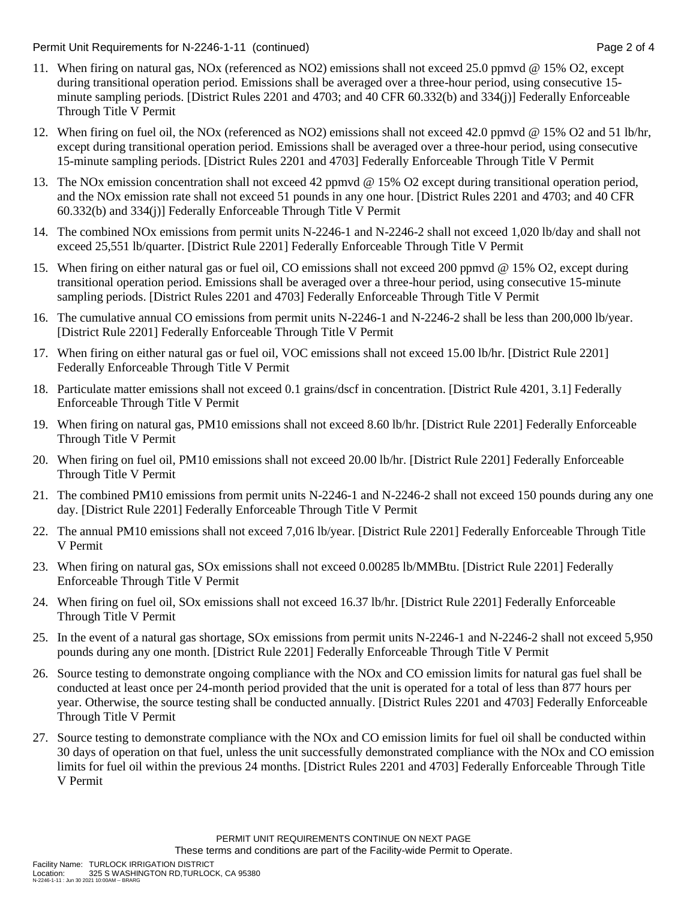11. When firing on natural gas, NOx (referenced as $NO_2$) emissions shall not exceed 25.0 ppmvd @ 15% $O_2$, except during transitional operation period. Emissions shall be averaged over a three-hour period, using consecutive 15-minute sampling periods. [District Rules 2201 and 4703; and 40 CFR 60.332(b) and 334(j)] Federally Enforceable Through Title V Permit

12. When firing on fuel oil, the NOx (referenced as $NO_2$) emissions shall not exceed 42.0 ppmvd @ 15% $O_2$ and 51 lb/hr, except during transitional operation period. Emissions shall be averaged over a three-hour period, using consecutive 15-minute sampling periods. [District Rules 2201 and 4703] Federally Enforceable Through Title V Permit

13. The NOx emission concentration shall not exceed 42 ppmvd @ 15% $O_2$ except during transitional operation period, and the NOx emission rate shall not exceed 51 pounds in any one hour. [District Rules 2201 and 4703; and 40 CFR 60.332(b) and 334(j)] Federally Enforceable Through Title V Permit

14. The combined NOx emissions from permit units N-2246-1 and N-2246-2 shall not exceed 1,020 lb/day and shall not exceed 25,551 lb/quarter. [District Rule 2201] Federally Enforceable Through Title V Permit

15. When firing on either natural gas or fuel oil, CO emissions shall not exceed 200 ppmvd @ 15% $O_2$, except during transitional operation period. Emissions shall be averaged over a three-hour period, using consecutive 15-minute sampling periods. [District Rules 2201 and 4703] Federally Enforceable Through Title V Permit

16. The cumulative annual CO emissions from permit units N-2246-1 and N-2246-2 shall be less than 200,000 lb/year. [District Rule 2201] Federally Enforceable Through Title V Permit

17. When firing on either natural gas or fuel oil, VOC emissions shall not exceed 15.00 lb/hr. [District Rule 2201] Federally Enforceable Through Title V Permit

18. Particulate matter emissions shall not exceed 0.1 grains/dscf in concentration. [District Rule 4201, 3.1] Federally Enforceable Through Title V Permit

19. When firing on natural gas, PM10 emissions shall not exceed 8.60 lb/hr. [District Rule 2201] Federally Enforceable Through Title V Permit

20. When firing on fuel oil, PM10 emissions shall not exceed 20.00 lb/hr. [District Rule 2201] Federally Enforceable Through Title V Permit

21. The combined PM10 emissions from permit units N-2246-1 and N-2246-2 shall not exceed 150 pounds during any one day. [District Rule 2201] Federally Enforceable Through Title V Permit

22. The annual PM10 emissions shall not exceed 7,016 lb/year. [District Rule 2201] Federally Enforceable Through Title V Permit

23. When firing on natural gas, SOx emissions shall not exceed 0.00285 lb/MMBtu. [District Rule 2201] Federally Enforceable Through Title V Permit

24. When firing on fuel oil, SOx emissions shall not exceed 16.37 lb/hr. [District Rule 2201] Federally Enforceable Through Title V Permit

25. In the event of a natural gas shortage, SOx emissions from permit units N-2246-1 and N-2246-2 shall not exceed 5,950 pounds during any one month. [District Rule 2201] Federally Enforceable Through Title V Permit

26. Source testing to demonstrate ongoing compliance with the NOx and CO emission limits for natural gas fuel shall be conducted at least once per 24-month period provided that the unit is operated for a total of less than 877 hours per year. Otherwise, the source testing shall be conducted annually. [District Rules 2201 and 4703] Federally Enforceable Through Title V Permit

27. Source testing to demonstrate compliance with the NOx and CO emission limits for fuel oil shall be conducted within 30 days of operation on that fuel, unless the unit successfully demonstrated compliance with the NOx and CO emission limits for fuel oil within the previous 24 months. [District Rules 2201 and 4703] Federally Enforceable Through Title V Permit

PERMIT UNIT REQUIREMENTS CONTINUE ON NEXT PAGE
These terms and conditions are part of the Facility-wide Permit to Operate.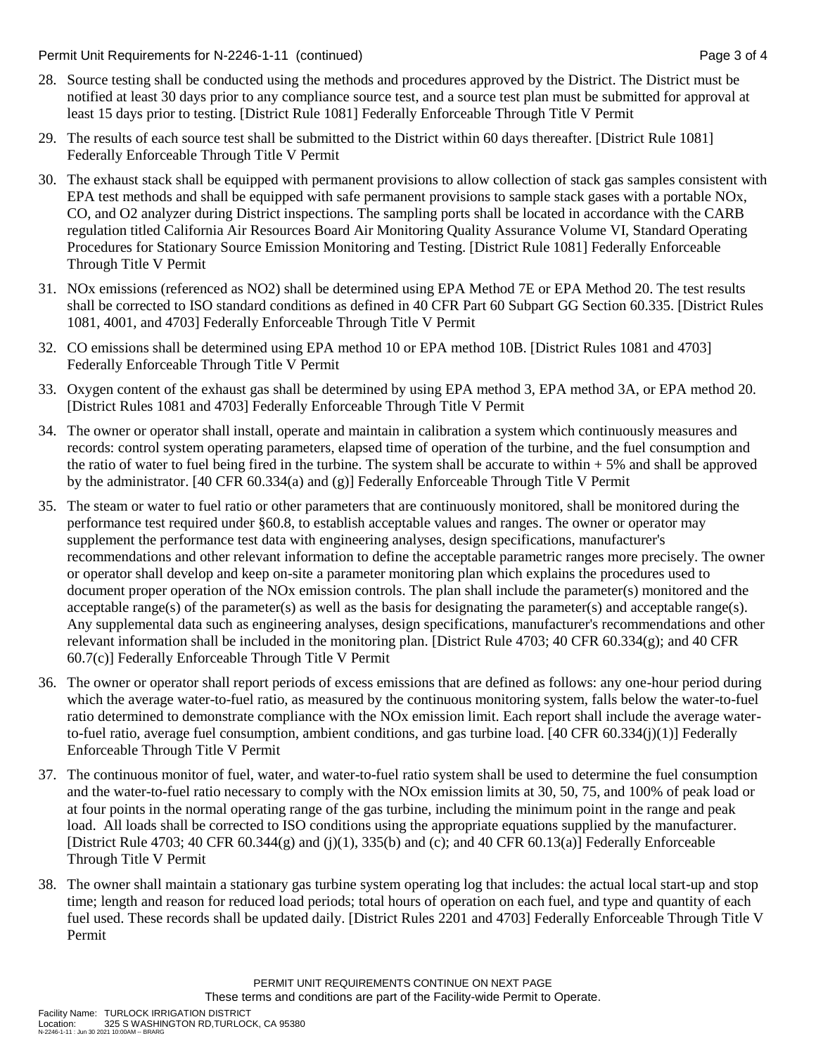28. Source testing shall be conducted using the methods and procedures approved by the District. The District must be notified at least 30 days prior to any compliance source test, and a source test plan must be submitted for approval at least 15 days prior to testing. [District Rule 1081] Federally Enforceable Through Title V Permit

29. The results of each source test shall be submitted to the District within 60 days thereafter. [District Rule 1081] Federally Enforceable Through Title V Permit

30. The exhaust stack shall be equipped with permanent provisions to allow collection of stack gas samples consistent with EPA test methods and shall be equipped with safe permanent provisions to sample stack gases with a portable NOx, CO, and O2 analyzer during District inspections. The sampling ports shall be located in accordance with the CARB regulation titled California Air Resources Board Air Monitoring Quality Assurance Volume VI, Standard Operating Procedures for Stationary Source Emission Monitoring and Testing. [District Rule 1081] Federally Enforceable Through Title V Permit

31. NOx emissions (referenced as NO2) shall be determined using EPA Method 7E or EPA Method 20. The test results shall be corrected to ISO standard conditions as defined in 40 CFR Part 60 Subpart GG Section 60.335. [District Rules 1081, 4001, and 4703] Federally Enforceable Through Title V Permit

32. CO emissions shall be determined using EPA method 10 or EPA method 10B. [District Rules 1081 and 4703] Federally Enforceable Through Title V Permit

33. Oxygen content of the exhaust gas shall be determined by using EPA method 3, EPA method 3A, or EPA method 20. [District Rules 1081 and 4703] Federally Enforceable Through Title V Permit

34. The owner or operator shall install, operate and maintain in calibration a system which continuously measures and records: control system operating parameters, elapsed time of operation of the turbine, and the fuel consumption and the ratio of water to fuel being fired in the turbine. The system shall be accurate to within + 5% and shall be approved by the administrator. [40 CFR 60.334(a) and (g)] Federally Enforceable Through Title V Permit

35. The steam or water to fuel ratio or other parameters that are continuously monitored, shall be monitored during the performance test required under §60.8, to establish acceptable values and ranges. The owner or operator may supplement the performance test data with engineering analyses, design specifications, manufacturer's recommendations and other relevant information to define the acceptable parametric ranges more precisely. The owner or operator shall develop and keep on-site a parameter monitoring plan which explains the procedures used to document proper operation of the NOx emission controls. The plan shall include the parameter(s) monitored and the acceptable range(s) of the parameter(s) as well as the basis for designating the parameter(s) and acceptable range(s). Any supplemental data such as engineering analyses, design specifications, manufacturer's recommendations and other relevant information shall be included in the monitoring plan. [District Rule 4703; 40 CFR 60.334(g); and 40 CFR 60.7(c)] Federally Enforceable Through Title V Permit

36. The owner or operator shall report periods of excess emissions that are defined as follows: any one-hour period during which the average water-to-fuel ratio, as measured by the continuous monitoring system, falls below the water-to-fuel ratio determined to demonstrate compliance with the NOx emission limit. Each report shall include the average water-to-fuel ratio, average fuel consumption, ambient conditions, and gas turbine load. [40 CFR 60.334(j)(1)] Federally Enforceable Through Title V Permit

37. The continuous monitor of fuel, water, and water-to-fuel ratio system shall be used to determine the fuel consumption and the water-to-fuel ratio necessary to comply with the NOx emission limits at 30, 50, 75, and 100% of peak load or at four points in the normal operating range of the gas turbine, including the minimum point in the range and peak load. All loads shall be corrected to ISO conditions using the appropriate equations supplied by the manufacturer. [District Rule 4703; 40 CFR 60.344(g) and (j)(1), 335(b) and (c); and 40 CFR 60.13(a)] Federally Enforceable Through Title V Permit

38. The owner shall maintain a stationary gas turbine system operating log that includes: the actual local start-up and stop time; length and reason for reduced load periods; total hours of operation on each fuel, and type and quantity of each fuel used. These records shall be updated daily. [District Rules 2201 and 4703] Federally Enforceable Through Title V Permit

PERMIT UNIT REQUIREMENTS CONTINUE ON NEXT PAGE
These terms and conditions are part of the Facility-wide Permit to Operate.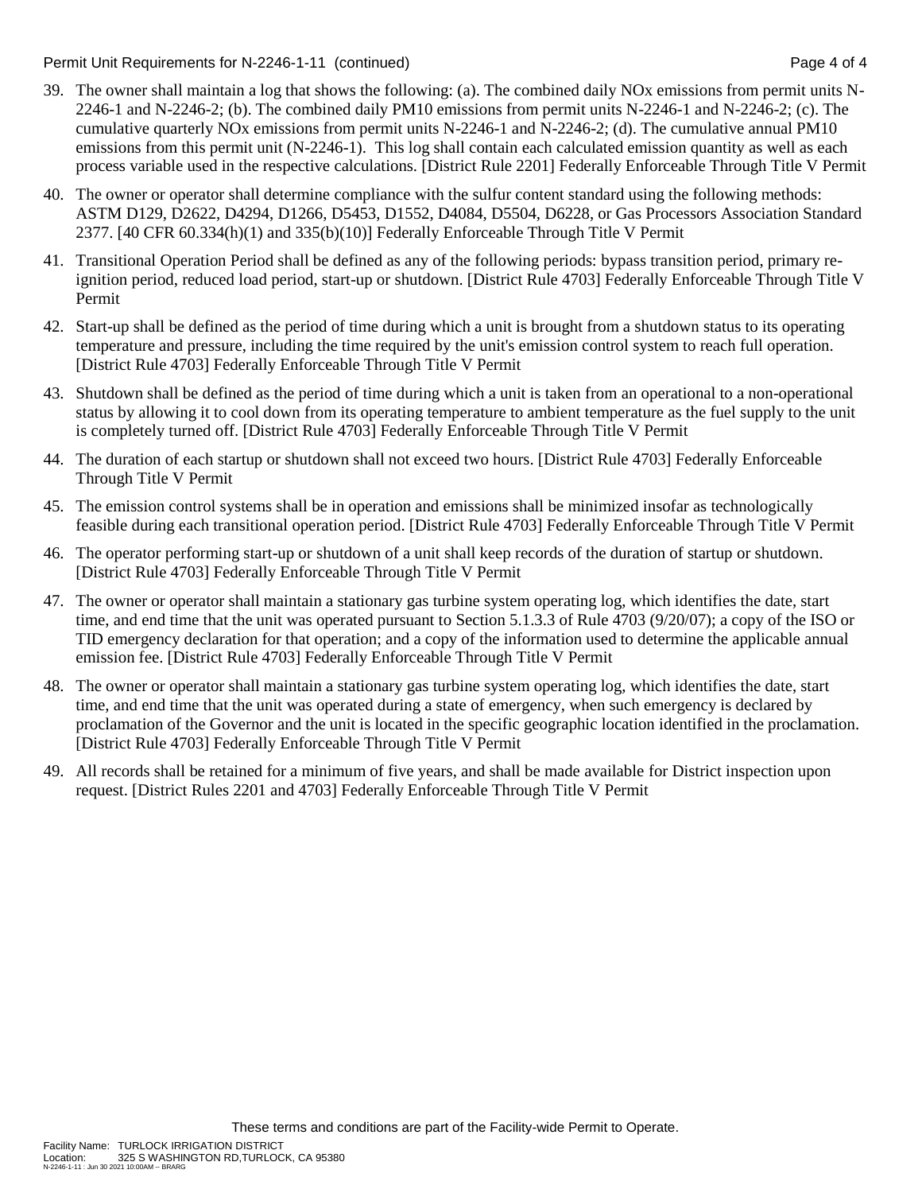39. The owner shall maintain a log that shows the following: (a). The combined daily NOx emissions from permit units N-2246-1 and N-2246-2; (b). The combined daily PM10 emissions from permit units N-2246-1 and N-2246-2; (c). The cumulative quarterly NOx emissions from permit units N-2246-1 and N-2246-2; (d). The cumulative annual PM10 emissions from this permit unit (N-2246-1). This log shall contain each calculated emission quantity as well as each process variable used in the respective calculations. [District Rule 2201] Federally Enforceable Through Title V Permit

40. The owner or operator shall determine compliance with the sulfur content standard using the following methods: ASTM D129, D2622, D4294, D1266, D5453, D1552, D4084, D5504, D6228, or Gas Processors Association Standard 2377. [40 CFR 60.334(h)(1) and 335(b)(10)] Federally Enforceable Through Title V Permit

41. Transitional Operation Period shall be defined as any of the following periods: bypass transition period, primary re-ignition period, reduced load period, start-up or shutdown. [District Rule 4703] Federally Enforceable Through Title V Permit

42. Start-up shall be defined as the period of time during which a unit is brought from a shutdown status to its operating temperature and pressure, including the time required by the unit's emission control system to reach full operation. [District Rule 4703] Federally Enforceable Through Title V Permit

43. Shutdown shall be defined as the period of time during which a unit is taken from an operational to a non-operational status by allowing it to cool down from its operating temperature to ambient temperature as the fuel supply to the unit is completely turned off. [District Rule 4703] Federally Enforceable Through Title V Permit

44. The duration of each startup or shutdown shall not exceed two hours. [District Rule 4703] Federally Enforceable Through Title V Permit

45. The emission control systems shall be in operation and emissions shall be minimized insofar as technologically feasible during each transitional operation period. [District Rule 4703] Federally Enforceable Through Title V Permit

46. The operator performing start-up or shutdown of a unit shall keep records of the duration of startup or shutdown. [District Rule 4703] Federally Enforceable Through Title V Permit

47. The owner or operator shall maintain a stationary gas turbine system operating log, which identifies the date, start time, and end time that the unit was operated pursuant to Section 5.1.3.3 of Rule 4703 (9/20/07); a copy of the ISO or TID emergency declaration for that operation; and a copy of the information used to determine the applicable annual emission fee. [District Rule 4703] Federally Enforceable Through Title V Permit

48. The owner or operator shall maintain a stationary gas turbine system operating log, which identifies the date, start time, and end time that the unit was operated during a state of emergency, when such emergency is declared by proclamation of the Governor and the unit is located in the specific geographic location identified in the proclamation. [District Rule 4703] Federally Enforceable Through Title V Permit

49. All records shall be retained for a minimum of five years, and shall be made available for District inspection upon request. [District Rules 2201 and 4703] Federally Enforceable Through Title V Permit

These terms and conditions are part of the Facility-wide Permit to Operate.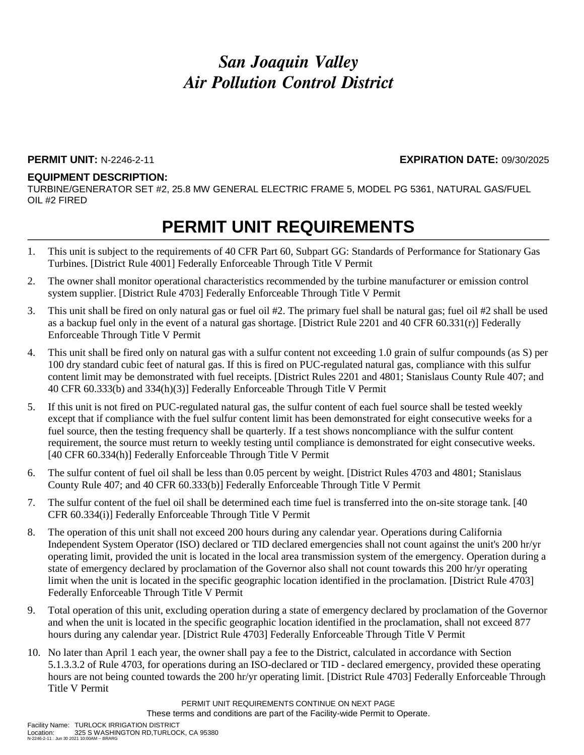# *San Joaquin Valley Air Pollution Control District*

**PERMIT UNIT:** N-2246-2-11 **EXPIRATION DATE:** 09/30/2025

**EQUIPMENT DESCRIPTION:**
TURBINE/GENERATOR SET #2, 25.8 MW GENERAL ELECTRIC FRAME 5, MODEL PG 5361, NATURAL GAS/FUEL OIL #2 FIRED

## PERMIT UNIT REQUIREMENTS

1. This unit is subject to the requirements of 40 CFR Part 60, Subpart GG: Standards of Performance for Stationary Gas Turbines. [District Rule 4001] Federally Enforceable Through Title V Permit
2. The owner shall monitor operational characteristics recommended by the turbine manufacturer or emission control system supplier. [District Rule 4703] Federally Enforceable Through Title V Permit
3. This unit shall be fired on only natural gas or fuel oil #2. The primary fuel shall be natural gas; fuel oil #2 shall be used as a backup fuel only in the event of a natural gas shortage. [District Rule 2201 and 40 CFR 60.331(r)] Federally Enforceable Through Title V Permit
4. This unit shall be fired only on natural gas with a sulfur content not exceeding 1.0 grain of sulfur compounds (as S) per 100 dry standard cubic feet of natural gas. If this is fired on PUC-regulated natural gas, compliance with this sulfur content limit may be demonstrated with fuel receipts. [District Rules 2201 and 4801; Stanislaus County Rule 407; and 40 CFR 60.333(b) and 334(h)(3)] Federally Enforceable Through Title V Permit
5. If this unit is not fired on PUC-regulated natural gas, the sulfur content of each fuel source shall be tested weekly except that if compliance with the fuel sulfur content limit has been demonstrated for eight consecutive weeks for a fuel source, then the testing frequency shall be quarterly. If a test shows noncompliance with the sulfur content requirement, the source must return to weekly testing until compliance is demonstrated for eight consecutive weeks. [40 CFR 60.334(h)] Federally Enforceable Through Title V Permit
6. The sulfur content of fuel oil shall be less than 0.05 percent by weight. [District Rules 4703 and 4801; Stanislaus County Rule 407; and 40 CFR 60.333(b)] Federally Enforceable Through Title V Permit
7. The sulfur content of the fuel oil shall be determined each time fuel is transferred into the on-site storage tank. [40 CFR 60.334(i)] Federally Enforceable Through Title V Permit
8. The operation of this unit shall not exceed 200 hours during any calendar year. Operations during California Independent System Operator (ISO) declared or TID declared emergencies shall not count against the unit's 200 hr/yr operating limit, provided the unit is located in the local area transmission system of the emergency. Operation during a state of emergency declared by proclamation of the Governor also shall not count towards this 200 hr/yr operating limit when the unit is located in the specific geographic location identified in the proclamation. [District Rule 4703] Federally Enforceable Through Title V Permit
9. Total operation of this unit, excluding operation during a state of emergency declared by proclamation of the Governor and when the unit is located in the specific geographic location identified in the proclamation, shall not exceed 877 hours during any calendar year. [District Rule 4703] Federally Enforceable Through Title V Permit
10. No later than April 1 each year, the owner shall pay a fee to the District, calculated in accordance with Section 5.1.3.3.2 of Rule 4703, for operations during an ISO-declared or TID - declared emergency, provided these operating hours are not being counted towards the 200 hr/yr operating limit. [District Rule 4703] Federally Enforceable Through Title V Permit

PERMIT UNIT REQUIREMENTS CONTINUE ON NEXT PAGE
These terms and conditions are part of the Facility-wide Permit to Operate.

Facility Name: TURLOCK IRRIGATION DISTRICT
Location: 325 S WASHINGTON RD,TURLOCK, CA 95380
N-2246-2-11 : Jun 30 2021 10:00AM -- BRARG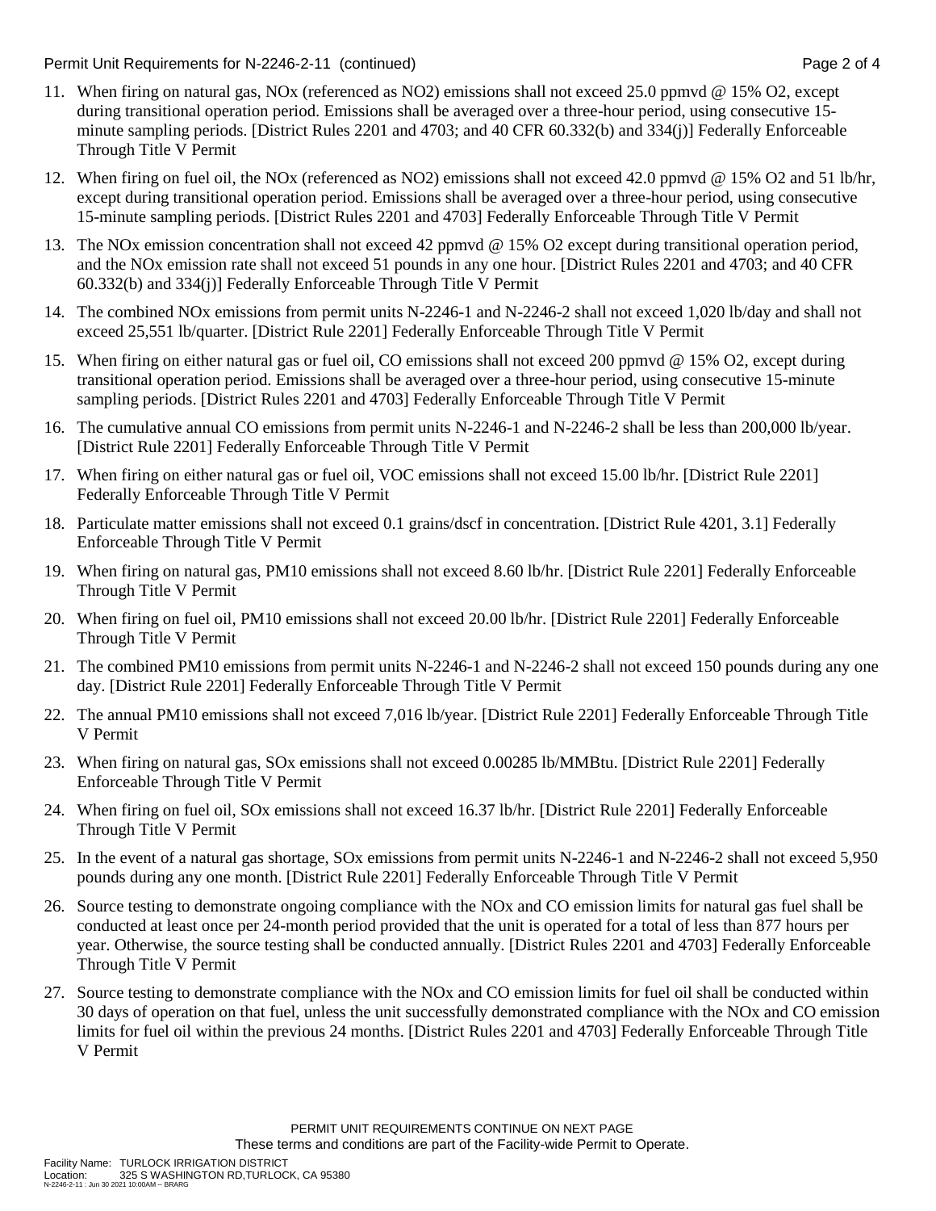11. When firing on natural gas, NOx (referenced as $NO_2$) emissions shall not exceed 25.0 ppmvd @ 15% $O_2$, except during transitional operation period. Emissions shall be averaged over a three-hour period, using consecutive 15-minute sampling periods. [District Rules 2201 and 4703; and 40 CFR 60.332(b) and 334(j)] Federally Enforceable Through Title V Permit

12. When firing on fuel oil, the NOx (referenced as $NO_2$) emissions shall not exceed 42.0 ppmvd @ 15% $O_2$ and 51 lb/hr, except during transitional operation period. Emissions shall be averaged over a three-hour period, using consecutive 15-minute sampling periods. [District Rules 2201 and 4703] Federally Enforceable Through Title V Permit

13. The NOx emission concentration shall not exceed 42 ppmvd @ 15% $O_2$ except during transitional operation period, and the NOx emission rate shall not exceed 51 pounds in any one hour. [District Rules 2201 and 4703; and 40 CFR 60.332(b) and 334(j)] Federally Enforceable Through Title V Permit

14. The combined NOx emissions from permit units N-2246-1 and N-2246-2 shall not exceed 1,020 lb/day and shall not exceed 25,551 lb/quarter. [District Rule 2201] Federally Enforceable Through Title V Permit

15. When firing on either natural gas or fuel oil, CO emissions shall not exceed 200 ppmvd @ 15% $O_2$, except during transitional operation period. Emissions shall be averaged over a three-hour period, using consecutive 15-minute sampling periods. [District Rules 2201 and 4703] Federally Enforceable Through Title V Permit

16. The cumulative annual CO emissions from permit units N-2246-1 and N-2246-2 shall be less than 200,000 lb/year. [District Rule 2201] Federally Enforceable Through Title V Permit

17. When firing on either natural gas or fuel oil, VOC emissions shall not exceed 15.00 lb/hr. [District Rule 2201] Federally Enforceable Through Title V Permit

18. Particulate matter emissions shall not exceed 0.1 grains/dscf in concentration. [District Rule 4201, 3.1] Federally Enforceable Through Title V Permit

19. When firing on natural gas, PM10 emissions shall not exceed 8.60 lb/hr. [District Rule 2201] Federally Enforceable Through Title V Permit

20. When firing on fuel oil, PM10 emissions shall not exceed 20.00 lb/hr. [District Rule 2201] Federally Enforceable Through Title V Permit

21. The combined PM10 emissions from permit units N-2246-1 and N-2246-2 shall not exceed 150 pounds during any one day. [District Rule 2201] Federally Enforceable Through Title V Permit

22. The annual PM10 emissions shall not exceed 7,016 lb/year. [District Rule 2201] Federally Enforceable Through Title V Permit

23. When firing on natural gas, SOx emissions shall not exceed 0.00285 lb/MMBtu. [District Rule 2201] Federally Enforceable Through Title V Permit

24. When firing on fuel oil, SOx emissions shall not exceed 16.37 lb/hr. [District Rule 2201] Federally Enforceable Through Title V Permit

25. In the event of a natural gas shortage, SOx emissions from permit units N-2246-1 and N-2246-2 shall not exceed 5,950 pounds during any one month. [District Rule 2201] Federally Enforceable Through Title V Permit

26. Source testing to demonstrate ongoing compliance with the NOx and CO emission limits for natural gas fuel shall be conducted at least once per 24-month period provided that the unit is operated for a total of less than 877 hours per year. Otherwise, the source testing shall be conducted annually. [District Rules 2201 and 4703] Federally Enforceable Through Title V Permit

27. Source testing to demonstrate compliance with the NOx and CO emission limits for fuel oil shall be conducted within 30 days of operation on that fuel, unless the unit successfully demonstrated compliance with the NOx and CO emission limits for fuel oil within the previous 24 months. [District Rules 2201 and 4703] Federally Enforceable Through Title V Permit

PERMIT UNIT REQUIREMENTS CONTINUE ON NEXT PAGE
These terms and conditions are part of the Facility-wide Permit to Operate.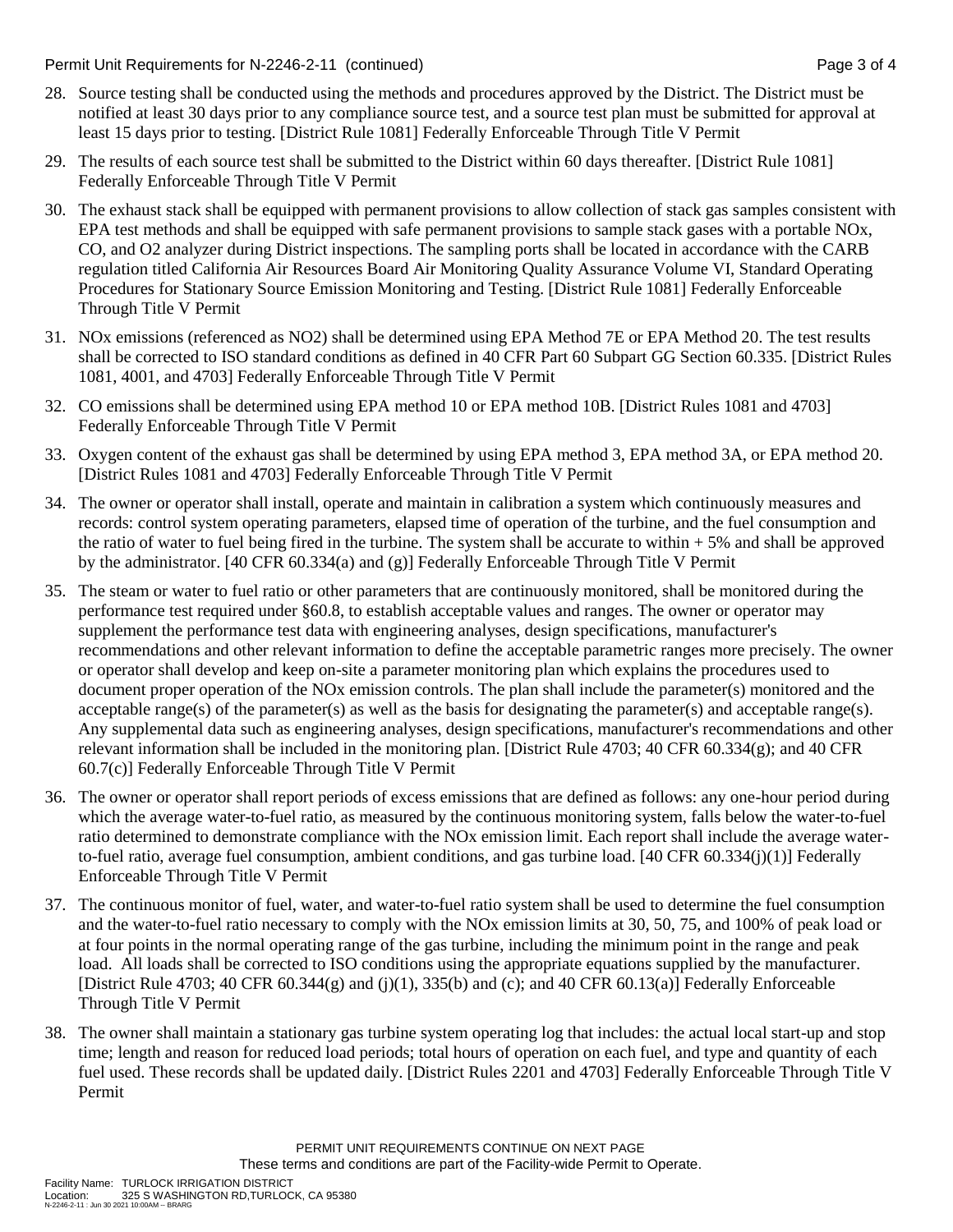28. Source testing shall be conducted using the methods and procedures approved by the District. The District must be notified at least 30 days prior to any compliance source test, and a source test plan must be submitted for approval at least 15 days prior to testing. [District Rule 1081] Federally Enforceable Through Title V Permit

29. The results of each source test shall be submitted to the District within 60 days thereafter. [District Rule 1081] Federally Enforceable Through Title V Permit

30. The exhaust stack shall be equipped with permanent provisions to allow collection of stack gas samples consistent with EPA test methods and shall be equipped with safe permanent provisions to sample stack gases with a portable NOx, CO, and O2 analyzer during District inspections. The sampling ports shall be located in accordance with the CARB regulation titled California Air Resources Board Air Monitoring Quality Assurance Volume VI, Standard Operating Procedures for Stationary Source Emission Monitoring and Testing. [District Rule 1081] Federally Enforceable Through Title V Permit

31. NOx emissions (referenced as NO2) shall be determined using EPA Method 7E or EPA Method 20. The test results shall be corrected to ISO standard conditions as defined in 40 CFR Part 60 Subpart GG Section 60.335. [District Rules 1081, 4001, and 4703] Federally Enforceable Through Title V Permit

32. CO emissions shall be determined using EPA method 10 or EPA method 10B. [District Rules 1081 and 4703] Federally Enforceable Through Title V Permit

33. Oxygen content of the exhaust gas shall be determined by using EPA method 3, EPA method 3A, or EPA method 20. [District Rules 1081 and 4703] Federally Enforceable Through Title V Permit

34. The owner or operator shall install, operate and maintain in calibration a system which continuously measures and records: control system operating parameters, elapsed time of operation of the turbine, and the fuel consumption and the ratio of water to fuel being fired in the turbine. The system shall be accurate to within + 5% and shall be approved by the administrator. [40 CFR 60.334(a) and (g)] Federally Enforceable Through Title V Permit

35. The steam or water to fuel ratio or other parameters that are continuously monitored, shall be monitored during the performance test required under §60.8, to establish acceptable values and ranges. The owner or operator may supplement the performance test data with engineering analyses, design specifications, manufacturer's recommendations and other relevant information to define the acceptable parametric ranges more precisely. The owner or operator shall develop and keep on-site a parameter monitoring plan which explains the procedures used to document proper operation of the NOx emission controls. The plan shall include the parameter(s) monitored and the acceptable range(s) of the parameter(s) as well as the basis for designating the parameter(s) and acceptable range(s). Any supplemental data such as engineering analyses, design specifications, manufacturer's recommendations and other relevant information shall be included in the monitoring plan. [District Rule 4703; 40 CFR 60.334(g); and 40 CFR 60.7(c)] Federally Enforceable Through Title V Permit

36. The owner or operator shall report periods of excess emissions that are defined as follows: any one-hour period during which the average water-to-fuel ratio, as measured by the continuous monitoring system, falls below the water-to-fuel ratio determined to demonstrate compliance with the NOx emission limit. Each report shall include the average water-to-fuel ratio, average fuel consumption, ambient conditions, and gas turbine load. [40 CFR 60.334(j)(1)] Federally Enforceable Through Title V Permit

37. The continuous monitor of fuel, water, and water-to-fuel ratio system shall be used to determine the fuel consumption and the water-to-fuel ratio necessary to comply with the NOx emission limits at 30, 50, 75, and 100% of peak load or at four points in the normal operating range of the gas turbine, including the minimum point in the range and peak load. All loads shall be corrected to ISO conditions using the appropriate equations supplied by the manufacturer. [District Rule 4703; 40 CFR 60.344(g) and (j)(1), 335(b) and (c); and 40 CFR 60.13(a)] Federally Enforceable Through Title V Permit

38. The owner shall maintain a stationary gas turbine system operating log that includes: the actual local start-up and stop time; length and reason for reduced load periods; total hours of operation on each fuel, and type and quantity of each fuel used. These records shall be updated daily. [District Rules 2201 and 4703] Federally Enforceable Through Title V Permit

PERMIT UNIT REQUIREMENTS CONTINUE ON NEXT PAGE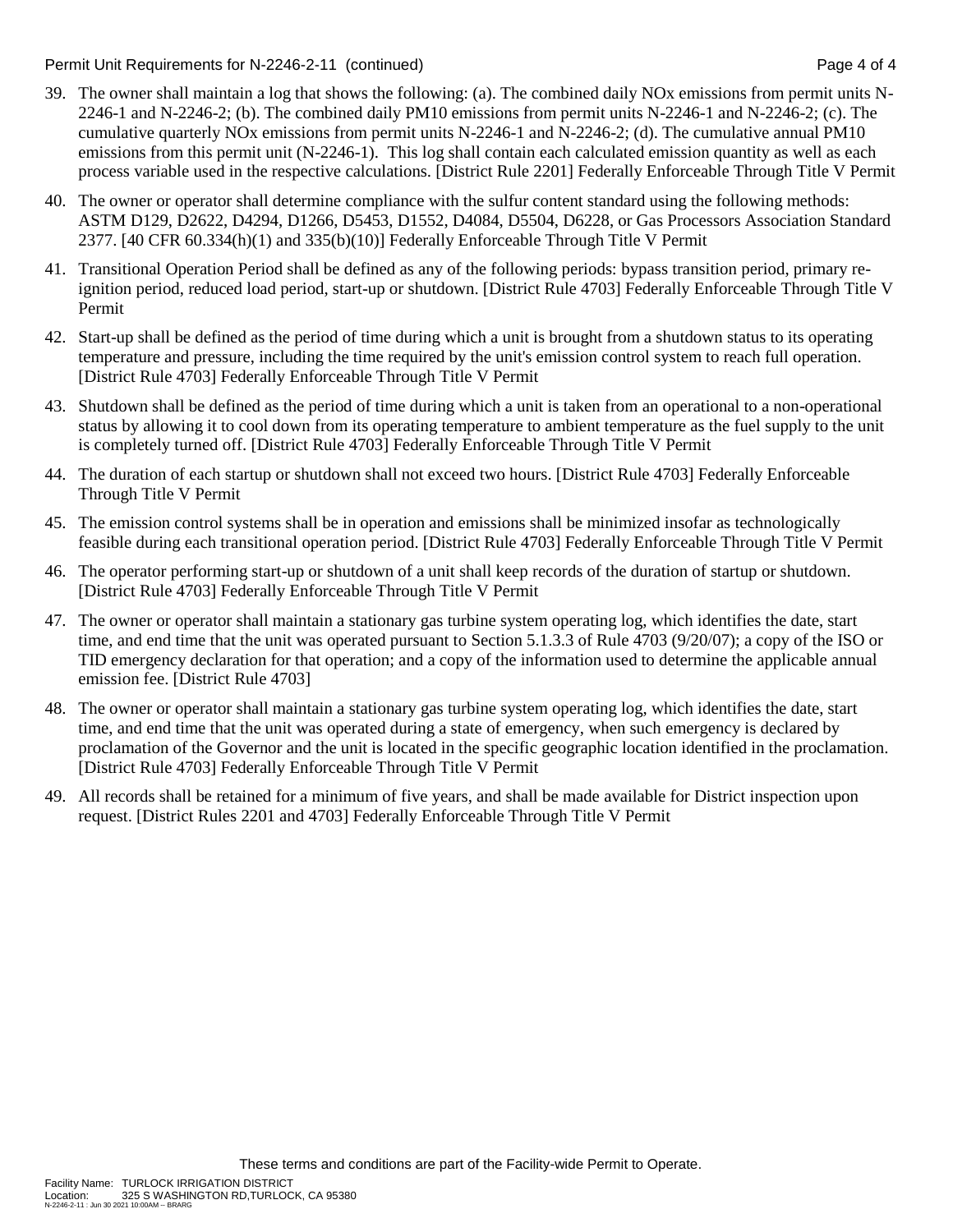39. The owner shall maintain a log that shows the following: (a). The combined daily NOx emissions from permit units N-2246-1 and N-2246-2; (b). The combined daily PM10 emissions from permit units N-2246-1 and N-2246-2; (c). The cumulative quarterly NOx emissions from permit units N-2246-1 and N-2246-2; (d). The cumulative annual PM10 emissions from this permit unit (N-2246-1). This log shall contain each calculated emission quantity as well as each process variable used in the respective calculations. [District Rule 2201] Federally Enforceable Through Title V Permit

40. The owner or operator shall determine compliance with the sulfur content standard using the following methods: ASTM D129, D2622, D4294, D1266, D5453, D1552, D4084, D5504, D6228, or Gas Processors Association Standard 2377. [40 CFR 60.334(h)(1) and 335(b)(10)] Federally Enforceable Through Title V Permit

41. Transitional Operation Period shall be defined as any of the following periods: bypass transition period, primary re-ignition period, reduced load period, start-up or shutdown. [District Rule 4703] Federally Enforceable Through Title V Permit

42. Start-up shall be defined as the period of time during which a unit is brought from a shutdown status to its operating temperature and pressure, including the time required by the unit's emission control system to reach full operation. [District Rule 4703] Federally Enforceable Through Title V Permit

43. Shutdown shall be defined as the period of time during which a unit is taken from an operational to a non-operational status by allowing it to cool down from its operating temperature to ambient temperature as the fuel supply to the unit is completely turned off. [District Rule 4703] Federally Enforceable Through Title V Permit

44. The duration of each startup or shutdown shall not exceed two hours. [District Rule 4703] Federally Enforceable Through Title V Permit

45. The emission control systems shall be in operation and emissions shall be minimized insofar as technologically feasible during each transitional operation period. [District Rule 4703] Federally Enforceable Through Title V Permit

46. The operator performing start-up or shutdown of a unit shall keep records of the duration of startup or shutdown. [District Rule 4703] Federally Enforceable Through Title V Permit

47. The owner or operator shall maintain a stationary gas turbine system operating log, which identifies the date, start time, and end time that the unit was operated pursuant to Section 5.1.3.3 of Rule 4703 (9/20/07); a copy of the ISO or TID emergency declaration for that operation; and a copy of the information used to determine the applicable annual emission fee. [District Rule 4703]

48. The owner or operator shall maintain a stationary gas turbine system operating log, which identifies the date, start time, and end time that the unit was operated during a state of emergency, when such emergency is declared by proclamation of the Governor and the unit is located in the specific geographic location identified in the proclamation. [District Rule 4703] Federally Enforceable Through Title V Permit

49. All records shall be retained for a minimum of five years, and shall be made available for District inspection upon request. [District Rules 2201 and 4703] Federally Enforceable Through Title V Permit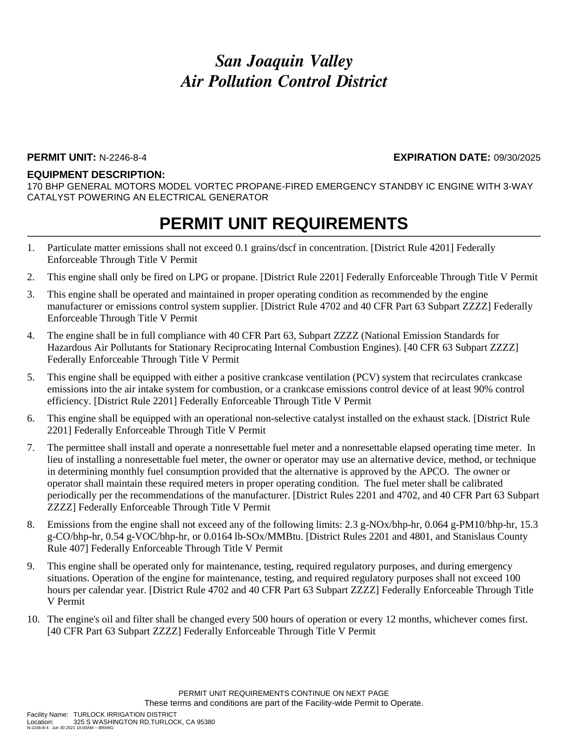# *San Joaquin Valley*
# *Air Pollution Control District*

**PERMIT UNIT:** N-2246-8-4 **EXPIRATION DATE:** 09/30/2025

**EQUIPMENT DESCRIPTION:**
170 BHP GENERAL MOTORS MODEL VORTEC PROPANE-FIRED EMERGENCY STANDBY IC ENGINE WITH 3-WAY CATALYST POWERING AN ELECTRICAL GENERATOR

## PERMIT UNIT REQUIREMENTS

1. Particulate matter emissions shall not exceed 0.1 grains/dscf in concentration. [District Rule 4201] Federally Enforceable Through Title V Permit
2. This engine shall only be fired on LPG or propane. [District Rule 2201] Federally Enforceable Through Title V Permit
3. This engine shall be operated and maintained in proper operating condition as recommended by the engine manufacturer or emissions control system supplier. [District Rule 4702 and 40 CFR Part 63 Subpart ZZZZ] Federally Enforceable Through Title V Permit
4. The engine shall be in full compliance with 40 CFR Part 63, Subpart ZZZZ (National Emission Standards for Hazardous Air Pollutants for Stationary Reciprocating Internal Combustion Engines). [40 CFR 63 Subpart ZZZZ] Federally Enforceable Through Title V Permit
5. This engine shall be equipped with either a positive crankcase ventilation (PCV) system that recirculates crankcase emissions into the air intake system for combustion, or a crankcase emissions control device of at least 90% control efficiency. [District Rule 2201] Federally Enforceable Through Title V Permit
6. This engine shall be equipped with an operational non-selective catalyst installed on the exhaust stack. [District Rule 2201] Federally Enforceable Through Title V Permit
7. The permittee shall install and operate a nonresettable fuel meter and a nonresettable elapsed operating time meter. In lieu of installing a nonresettable fuel meter, the owner or operator may use an alternative device, method, or technique in determining monthly fuel consumption provided that the alternative is approved by the APCO. The owner or operator shall maintain these required meters in proper operating condition. The fuel meter shall be calibrated periodically per the recommendations of the manufacturer. [District Rules 2201 and 4702, and 40 CFR Part 63 Subpart ZZZZ] Federally Enforceable Through Title V Permit
8. Emissions from the engine shall not exceed any of the following limits: 2.3 g-NOx/bhp-hr, 0.064 g-PM10/bhp-hr, 15.3 g-CO/bhp-hr, 0.54 g-VOC/bhp-hr, or 0.0164 lb-SOx/MMBtu. [District Rules 2201 and 4801, and Stanislaus County Rule 407] Federally Enforceable Through Title V Permit
9. This engine shall be operated only for maintenance, testing, required regulatory purposes, and during emergency situations. Operation of the engine for maintenance, testing, and required regulatory purposes shall not exceed 100 hours per calendar year. [District Rule 4702 and 40 CFR Part 63 Subpart ZZZZ] Federally Enforceable Through Title V Permit
10. The engine's oil and filter shall be changed every 500 hours of operation or every 12 months, whichever comes first. [40 CFR Part 63 Subpart ZZZZ] Federally Enforceable Through Title V Permit

PERMIT UNIT REQUIREMENTS CONTINUE ON NEXT PAGE
These terms and conditions are part of the Facility-wide Permit to Operate.

Facility Name: TURLOCK IRRIGATION DISTRICT
Location: 325 S WASHINGTON RD,TURLOCK, CA 95380
N-2246-8-4 : Jun 30 2021 10:00AM -- BRARG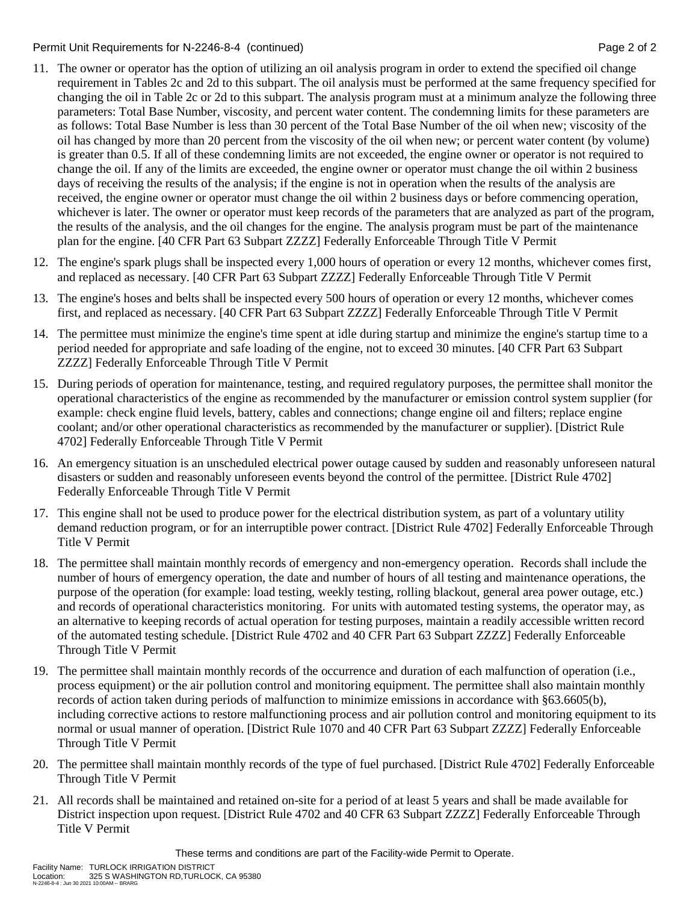11. The owner or operator has the option of utilizing an oil analysis program in order to extend the specified oil change requirement in Tables 2c and 2d to this subpart. The oil analysis must be performed at the same frequency specified for changing the oil in Table 2c or 2d to this subpart. The analysis program must at a minimum analyze the following three parameters: Total Base Number, viscosity, and percent water content. The condemning limits for these parameters are as follows: Total Base Number is less than 30 percent of the Total Base Number of the oil when new; viscosity of the oil has changed by more than 20 percent from the viscosity of the oil when new; or percent water content (by volume) is greater than 0.5. If all of these condemning limits are not exceeded, the engine owner or operator is not required to change the oil. If any of the limits are exceeded, the engine owner or operator must change the oil within 2 business days of receiving the results of the analysis; if the engine is not in operation when the results of the analysis are received, the engine owner or operator must change the oil within 2 business days or before commencing operation, whichever is later. The owner or operator must keep records of the parameters that are analyzed as part of the program, the results of the analysis, and the oil changes for the engine. The analysis program must be part of the maintenance plan for the engine. [40 CFR Part 63 Subpart ZZZZ] Federally Enforceable Through Title V Permit
12. The engine's spark plugs shall be inspected every 1,000 hours of operation or every 12 months, whichever comes first, and replaced as necessary. [40 CFR Part 63 Subpart ZZZZ] Federally Enforceable Through Title V Permit
13. The engine's hoses and belts shall be inspected every 500 hours of operation or every 12 months, whichever comes first, and replaced as necessary. [40 CFR Part 63 Subpart ZZZZ] Federally Enforceable Through Title V Permit
14. The permittee must minimize the engine's time spent at idle during startup and minimize the engine's startup time to a period needed for appropriate and safe loading of the engine, not to exceed 30 minutes. [40 CFR Part 63 Subpart ZZZZ] Federally Enforceable Through Title V Permit
15. During periods of operation for maintenance, testing, and required regulatory purposes, the permittee shall monitor the operational characteristics of the engine as recommended by the manufacturer or emission control system supplier (for example: check engine fluid levels, battery, cables and connections; change engine oil and filters; replace engine coolant; and/or other operational characteristics as recommended by the manufacturer or supplier). [District Rule 4702] Federally Enforceable Through Title V Permit
16. An emergency situation is an unscheduled electrical power outage caused by sudden and reasonably unforeseen natural disasters or sudden and reasonably unforeseen events beyond the control of the permittee. [District Rule 4702] Federally Enforceable Through Title V Permit
17. This engine shall not be used to produce power for the electrical distribution system, as part of a voluntary utility demand reduction program, or for an interruptible power contract. [District Rule 4702] Federally Enforceable Through Title V Permit
18. The permittee shall maintain monthly records of emergency and non-emergency operation. Records shall include the number of hours of emergency operation, the date and number of hours of all testing and maintenance operations, the purpose of the operation (for example: load testing, weekly testing, rolling blackout, general area power outage, etc.) and records of operational characteristics monitoring. For units with automated testing systems, the operator may, as an alternative to keeping records of actual operation for testing purposes, maintain a readily accessible written record of the automated testing schedule. [District Rule 4702 and 40 CFR Part 63 Subpart ZZZZ] Federally Enforceable Through Title V Permit
19. The permittee shall maintain monthly records of the occurrence and duration of each malfunction of operation (i.e., process equipment) or the air pollution control and monitoring equipment. The permittee shall also maintain monthly records of action taken during periods of malfunction to minimize emissions in accordance with §63.6605(b), including corrective actions to restore malfunctioning process and air pollution control and monitoring equipment to its normal or usual manner of operation. [District Rule 1070 and 40 CFR Part 63 Subpart ZZZZ] Federally Enforceable Through Title V Permit
20. The permittee shall maintain monthly records of the type of fuel purchased. [District Rule 4702] Federally Enforceable Through Title V Permit
21. All records shall be maintained and retained on-site for a period of at least 5 years and shall be made available for District inspection upon request. [District Rule 4702 and 40 CFR 63 Subpart ZZZZ] Federally Enforceable Through Title V Permit

These terms and conditions are part of the Facility-wide Permit to Operate.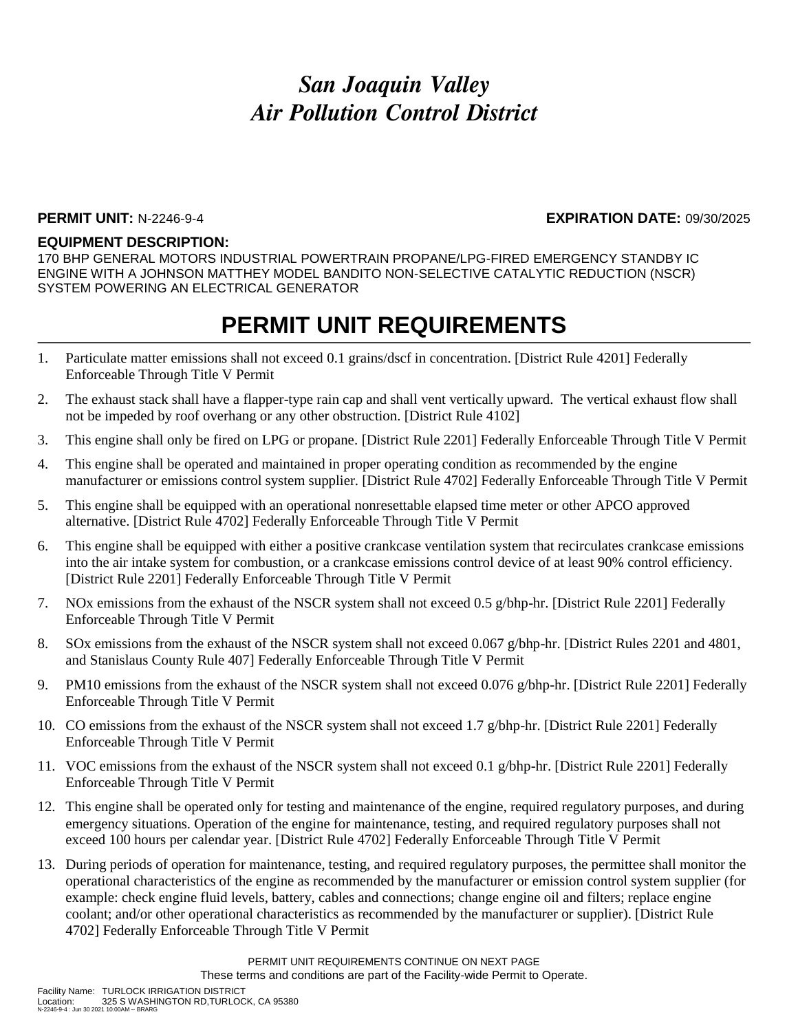# *San Joaquin Valley*
# *Air Pollution Control District*

**PERMIT UNIT:** N-2246-9-4 **EXPIRATION DATE:** 09/30/2025

**EQUIPMENT DESCRIPTION:**
170 BHP GENERAL MOTORS INDUSTRIAL POWERTRAIN PROPANE/LPG-FIRED EMERGENCY STANDBY IC ENGINE WITH A JOHNSON MATTHEY MODEL BANDITO NON-SELECTIVE CATALYTIC REDUCTION (NSCR) SYSTEM POWERING AN ELECTRICAL GENERATOR

## PERMIT UNIT REQUIREMENTS

1. Particulate matter emissions shall not exceed 0.1 grains/dscf in concentration. [District Rule 4201] Federally Enforceable Through Title V Permit
2. The exhaust stack shall have a flapper-type rain cap and shall vent vertically upward. The vertical exhaust flow shall not be impeded by roof overhang or any other obstruction. [District Rule 4102]
3. This engine shall only be fired on LPG or propane. [District Rule 2201] Federally Enforceable Through Title V Permit
4. This engine shall be operated and maintained in proper operating condition as recommended by the engine manufacturer or emissions control system supplier. [District Rule 4702] Federally Enforceable Through Title V Permit
5. This engine shall be equipped with an operational nonresettable elapsed time meter or other APCO approved alternative. [District Rule 4702] Federally Enforceable Through Title V Permit
6. This engine shall be equipped with either a positive crankcase ventilation system that recirculates crankcase emissions into the air intake system for combustion, or a crankcase emissions control device of at least 90% control efficiency. [District Rule 2201] Federally Enforceable Through Title V Permit
7. NOx emissions from the exhaust of the NSCR system shall not exceed 0.5 g/bhp-hr. [District Rule 2201] Federally Enforceable Through Title V Permit
8. SOx emissions from the exhaust of the NSCR system shall not exceed 0.067 g/bhp-hr. [District Rules 2201 and 4801, and Stanislaus County Rule 407] Federally Enforceable Through Title V Permit
9. PM10 emissions from the exhaust of the NSCR system shall not exceed 0.076 g/bhp-hr. [District Rule 2201] Federally Enforceable Through Title V Permit
10. CO emissions from the exhaust of the NSCR system shall not exceed 1.7 g/bhp-hr. [District Rule 2201] Federally Enforceable Through Title V Permit
11. VOC emissions from the exhaust of the NSCR system shall not exceed 0.1 g/bhp-hr. [District Rule 2201] Federally Enforceable Through Title V Permit
12. This engine shall be operated only for testing and maintenance of the engine, required regulatory purposes, and during emergency situations. Operation of the engine for maintenance, testing, and required regulatory purposes shall not exceed 100 hours per calendar year. [District Rule 4702] Federally Enforceable Through Title V Permit
13. During periods of operation for maintenance, testing, and required regulatory purposes, the permittee shall monitor the operational characteristics of the engine as recommended by the manufacturer or emission control system supplier (for example: check engine fluid levels, battery, cables and connections; change engine oil and filters; replace engine coolant; and/or other operational characteristics as recommended by the manufacturer or supplier). [District Rule 4702] Federally Enforceable Through Title V Permit

PERMIT UNIT REQUIREMENTS CONTINUE ON NEXT PAGE
These terms and conditions are part of the Facility-wide Permit to Operate.

Facility Name: TURLOCK IRRIGATION DISTRICT
Location: 325 S WASHINGTON RD,TURLOCK, CA 95380
N-2246-9-4 : Jun 30 2021 10:00AM -- BRARG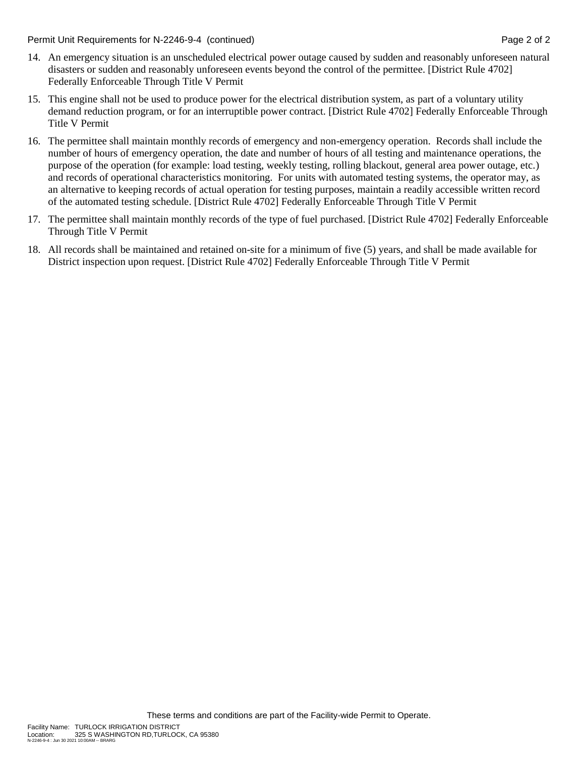14. An emergency situation is an unscheduled electrical power outage caused by sudden and reasonably unforeseen natural disasters or sudden and reasonably unforeseen events beyond the control of the permittee. [District Rule 4702] Federally Enforceable Through Title V Permit

15. This engine shall not be used to produce power for the electrical distribution system, as part of a voluntary utility demand reduction program, or for an interruptible power contract. [District Rule 4702] Federally Enforceable Through Title V Permit

16. The permittee shall maintain monthly records of emergency and non-emergency operation. Records shall include the number of hours of emergency operation, the date and number of hours of all testing and maintenance operations, the purpose of the operation (for example: load testing, weekly testing, rolling blackout, general area power outage, etc.) and records of operational characteristics monitoring. For units with automated testing systems, the operator may, as an alternative to keeping records of actual operation for testing purposes, maintain a readily accessible written record of the automated testing schedule. [District Rule 4702] Federally Enforceable Through Title V Permit

17. The permittee shall maintain monthly records of the type of fuel purchased. [District Rule 4702] Federally Enforceable Through Title V Permit

18. All records shall be maintained and retained on-site for a minimum of five (5) years, and shall be made available for District inspection upon request. [District Rule 4702] Federally Enforceable Through Title V Permit

These terms and conditions are part of the Facility-wide Permit to Operate.